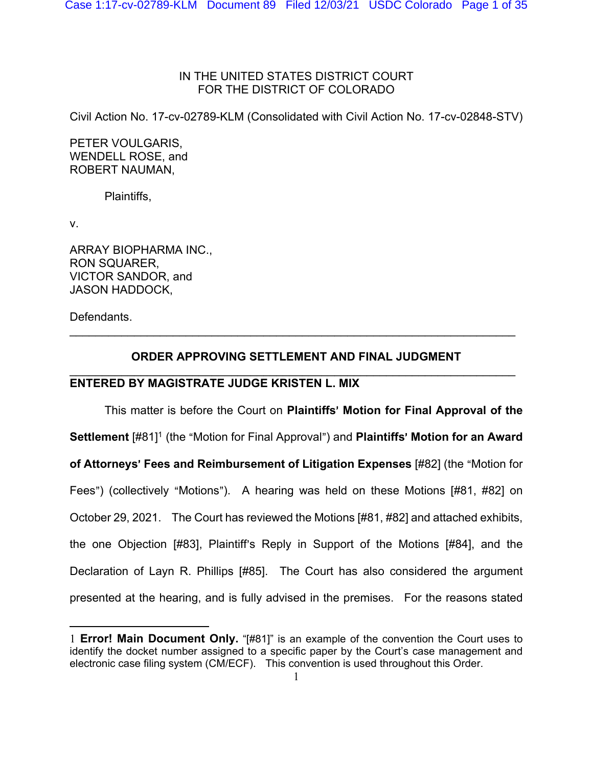IN THE UNITED STATES DISTRICT COURT
FOR THE DISTRICT OF COLORADO

Civil Action No. 17-cv-02789-KLM (Consolidated with Civil Action No. 17-cv-02848-STV)

PETER VOULGARIS,
WENDELL ROSE, and
ROBERT NAUMAN,

Plaintiffs,

v.

ARRAY BIOPHARMA INC.,
RON SQUARER,
VICTOR SANDOR, and
JASON HADDOCK,

Defendants.

---

**ORDER APPROVING SETTLEMENT AND FINAL JUDGMENT**

---

**ENTERED BY MAGISTRATE JUDGE KRISTEN L. MIX**

This matter is before the Court on **Plaintiffs' Motion for Final Approval of the Settlement** [#81][1] (the "Motion for Final Approval") and **Plaintiffs' Motion for an Award of Attorneys' Fees and Reimbursement of Litigation Expenses** [#82] (the "Motion for Fees") (collectively "Motions"). A hearing was held on these Motions [#81, #82] on October 29, 2021. The Court has reviewed the Motions [#81, #82] and attached exhibits, the one Objection [#83], Plaintiff's Reply in Support of the Motions [#84], and the Declaration of Layn R. Phillips [#85]. The Court has also considered the argument presented at the hearing, and is fully advised in the premises. For the reasons stated

---

[1] **Error! Main Document Only.** "[#81]" is an example of the convention the Court uses to identify the docket number assigned to a specific paper by the Court's case management and electronic case filing system (CM/ECF). This convention is used throughout this Order.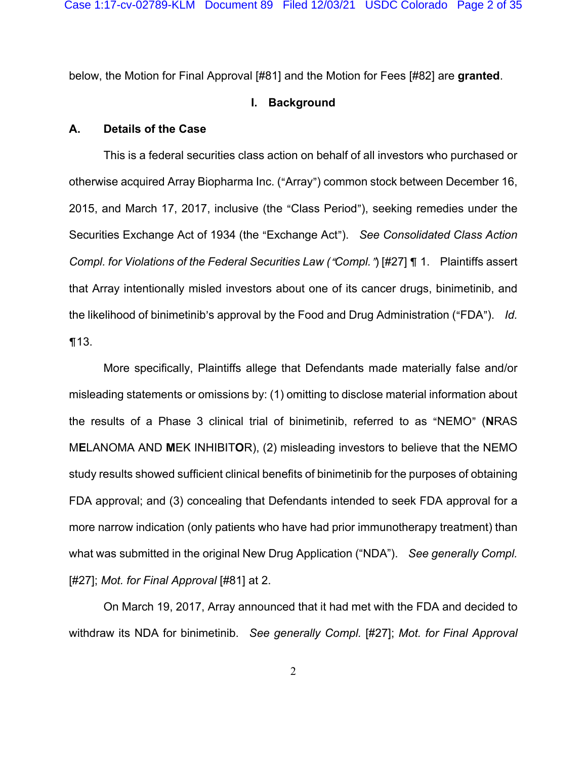below, the Motion for Final Approval [#81] and the Motion for Fees [#82] are **granted**.

## I. Background

### A. Details of the Case

This is a federal securities class action on behalf of all investors who purchased or otherwise acquired Array Biopharma Inc. ("Array") common stock between December 16, 2015, and March 17, 2017, inclusive (the "Class Period"), seeking remedies under the Securities Exchange Act of 1934 (the "Exchange Act"). *See Consolidated Class Action Compl. for Violations of the Federal Securities Law ("Compl.")* [#27] ¶ 1. Plaintiffs assert that Array intentionally misled investors about one of its cancer drugs, binimetinib, and the likelihood of binimetinib's approval by the Food and Drug Administration ("FDA"). *Id.* ¶13.

More specifically, Plaintiffs allege that Defendants made materially false and/or misleading statements or omissions by: (1) omitting to disclose material information about the results of a Phase 3 clinical trial of binimetinib, referred to as "NEMO" (**N**RAS M**E**LANOMA AND **M**EK INHIBIT**O**R), (2) misleading investors to believe that the NEMO study results showed sufficient clinical benefits of binimetinib for the purposes of obtaining FDA approval; and (3) concealing that Defendants intended to seek FDA approval for a more narrow indication (only patients who have had prior immunotherapy treatment) than what was submitted in the original New Drug Application ("NDA"). *See generally Compl.* [#27]; *Mot. for Final Approval* [#81] at 2.

On March 19, 2017, Array announced that it had met with the FDA and decided to withdraw its NDA for binimetinib. *See generally Compl.* [#27]; *Mot. for Final Approval*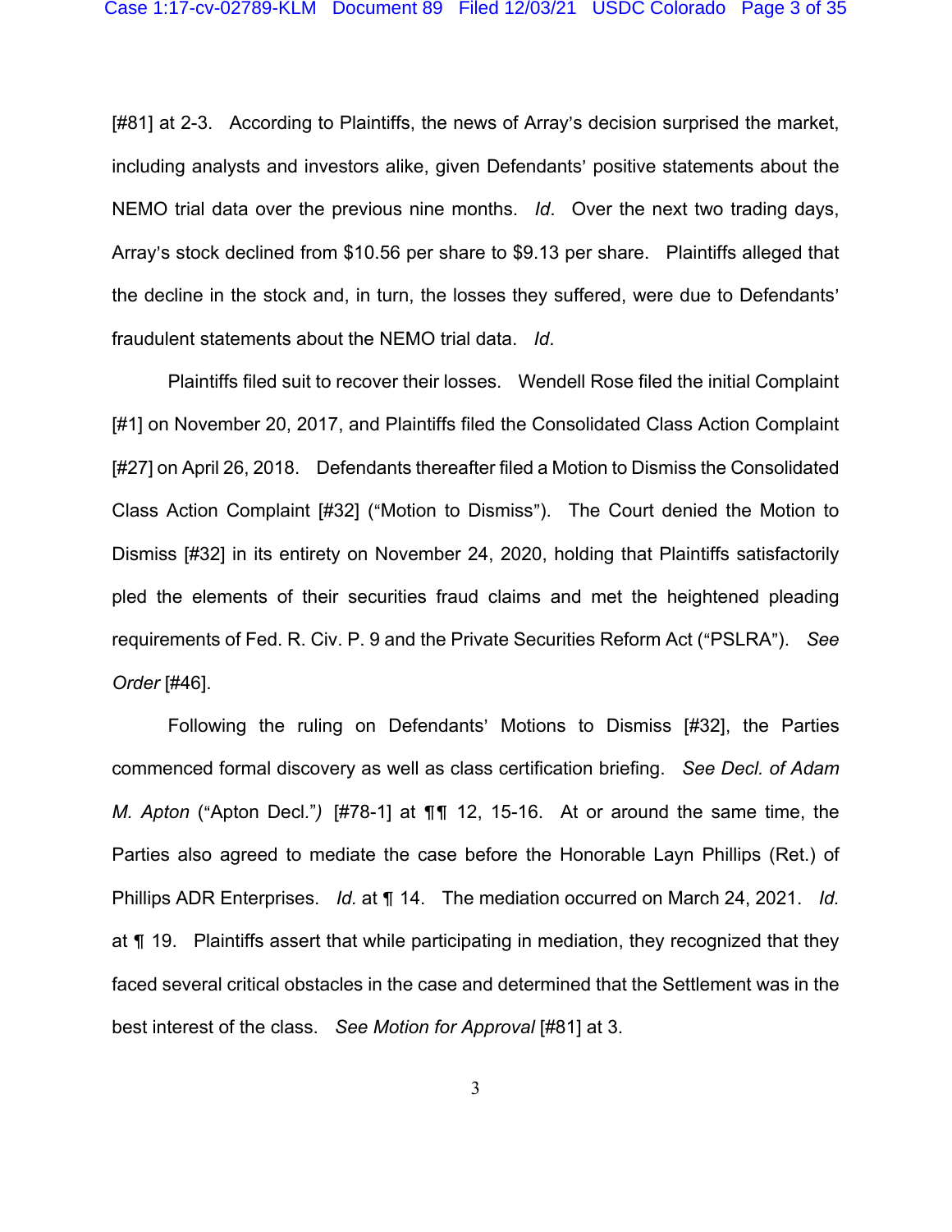[#81] at 2-3. According to Plaintiffs, the news of Array's decision surprised the market, including analysts and investors alike, given Defendants' positive statements about the NEMO trial data over the previous nine months. *Id*. Over the next two trading days, Array's stock declined from $10.56 per share to $9.13 per share. Plaintiffs alleged that the decline in the stock and, in turn, the losses they suffered, were due to Defendants' fraudulent statements about the NEMO trial data. *Id*.

Plaintiffs filed suit to recover their losses. Wendell Rose filed the initial Complaint [#1] on November 20, 2017, and Plaintiffs filed the Consolidated Class Action Complaint [#27] on April 26, 2018. Defendants thereafter filed a Motion to Dismiss the Consolidated Class Action Complaint [#32] ("Motion to Dismiss"). The Court denied the Motion to Dismiss [#32] in its entirety on November 24, 2020, holding that Plaintiffs satisfactorily pled the elements of their securities fraud claims and met the heightened pleading requirements of Fed. R. Civ. P. 9 and the Private Securities Reform Act ("PSLRA"). *See Order* [#46].

Following the ruling on Defendants' Motions to Dismiss [#32], the Parties commenced formal discovery as well as class certification briefing. *See Decl. of Adam M. Apton* ("Apton Decl.") [#78-1] at ¶¶ 12, 15-16. At or around the same time, the Parties also agreed to mediate the case before the Honorable Layn Phillips (Ret.) of Phillips ADR Enterprises. *Id.* at ¶ 14. The mediation occurred on March 24, 2021. *Id.* at ¶ 19. Plaintiffs assert that while participating in mediation, they recognized that they faced several critical obstacles in the case and determined that the Settlement was in the best interest of the class. *See Motion for Approval* [#81] at 3.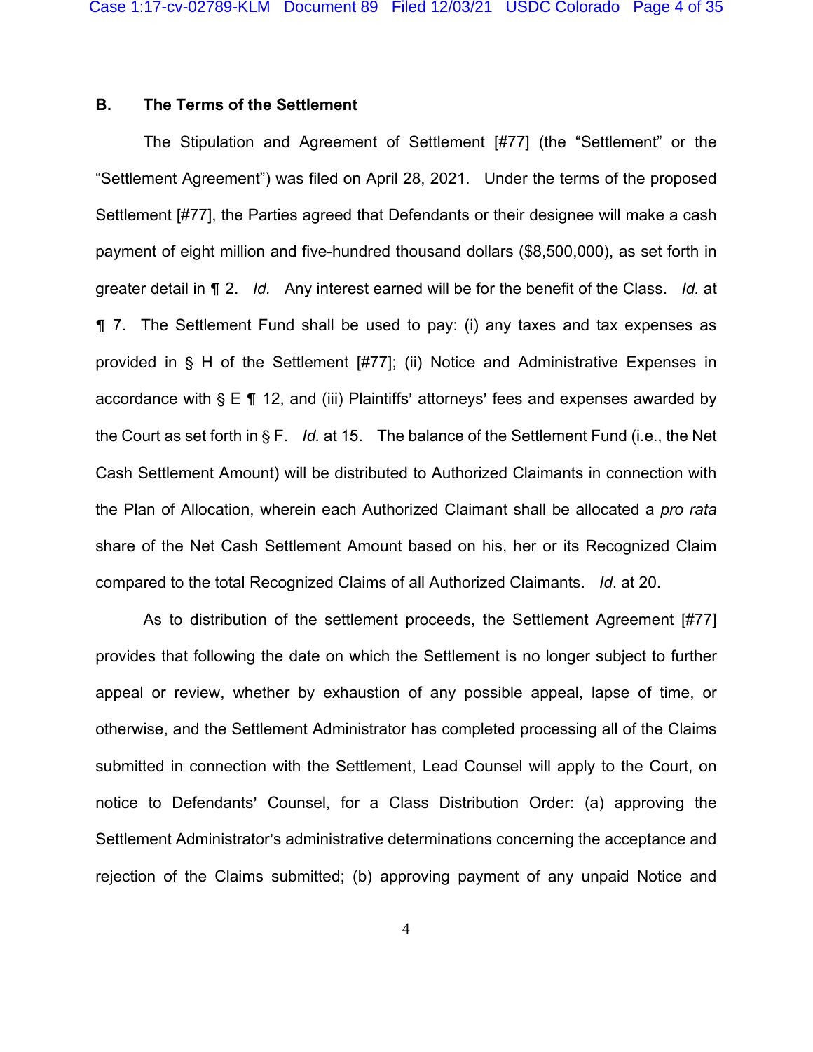### B. The Terms of the Settlement

The Stipulation and Agreement of Settlement [#77] (the "Settlement" or the "Settlement Agreement") was filed on April 28, 2021. Under the terms of the proposed Settlement [#77], the Parties agreed that Defendants or their designee will make a cash payment of eight million and five-hundred thousand dollars ($8,500,000), as set forth in greater detail in ¶ 2. *Id.* Any interest earned will be for the benefit of the Class. *Id.* at ¶ 7. The Settlement Fund shall be used to pay: (i) any taxes and tax expenses as provided in § H of the Settlement [#77]; (ii) Notice and Administrative Expenses in accordance with § E ¶ 12, and (iii) Plaintiffs' attorneys' fees and expenses awarded by the Court as set forth in § F. *Id.* at 15. The balance of the Settlement Fund (i.e., the Net Cash Settlement Amount) will be distributed to Authorized Claimants in connection with the Plan of Allocation, wherein each Authorized Claimant shall be allocated a *pro rata* share of the Net Cash Settlement Amount based on his, her or its Recognized Claim compared to the total Recognized Claims of all Authorized Claimants. *Id*. at 20.

As to distribution of the settlement proceeds, the Settlement Agreement [#77] provides that following the date on which the Settlement is no longer subject to further appeal or review, whether by exhaustion of any possible appeal, lapse of time, or otherwise, and the Settlement Administrator has completed processing all of the Claims submitted in connection with the Settlement, Lead Counsel will apply to the Court, on notice to Defendants' Counsel, for a Class Distribution Order: (a) approving the Settlement Administrator's administrative determinations concerning the acceptance and rejection of the Claims submitted; (b) approving payment of any unpaid Notice and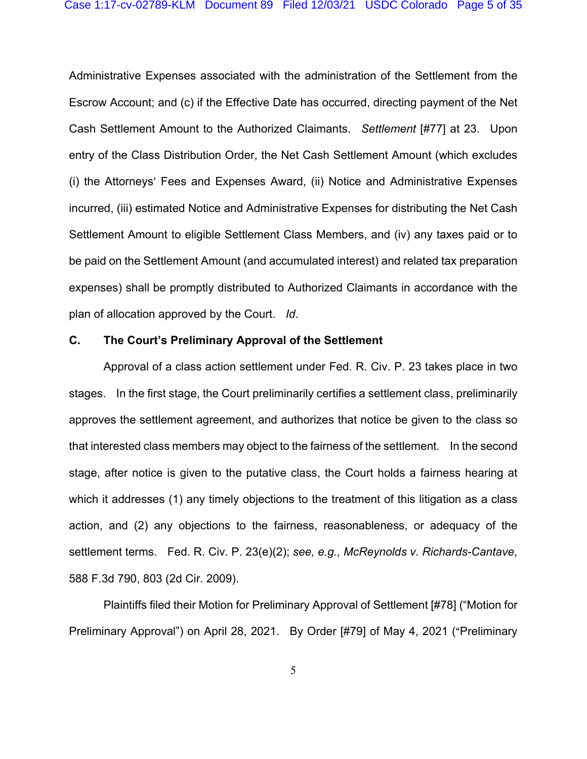Administrative Expenses associated with the administration of the Settlement from the Escrow Account; and (c) if the Effective Date has occurred, directing payment of the Net Cash Settlement Amount to the Authorized Claimants. *Settlement* [#77] at 23. Upon entry of the Class Distribution Order, the Net Cash Settlement Amount (which excludes (i) the Attorneys' Fees and Expenses Award, (ii) Notice and Administrative Expenses incurred, (iii) estimated Notice and Administrative Expenses for distributing the Net Cash Settlement Amount to eligible Settlement Class Members, and (iv) any taxes paid or to be paid on the Settlement Amount (and accumulated interest) and related tax preparation expenses) shall be promptly distributed to Authorized Claimants in accordance with the plan of allocation approved by the Court. *Id*.

### C. The Court's Preliminary Approval of the Settlement

Approval of a class action settlement under Fed. R. Civ. P. 23 takes place in two stages. In the first stage, the Court preliminarily certifies a settlement class, preliminarily approves the settlement agreement, and authorizes that notice be given to the class so that interested class members may object to the fairness of the settlement. In the second stage, after notice is given to the putative class, the Court holds a fairness hearing at which it addresses (1) any timely objections to the treatment of this litigation as a class action, and (2) any objections to the fairness, reasonableness, or adequacy of the settlement terms. Fed. R. Civ. P. 23(e)(2); *see, e.g., McReynolds v. Richards-Cantave*, 588 F.3d 790, 803 (2d Cir. 2009).

Plaintiffs filed their Motion for Preliminary Approval of Settlement [#78] ("Motion for Preliminary Approval") on April 28, 2021. By Order [#79] of May 4, 2021 ("Preliminary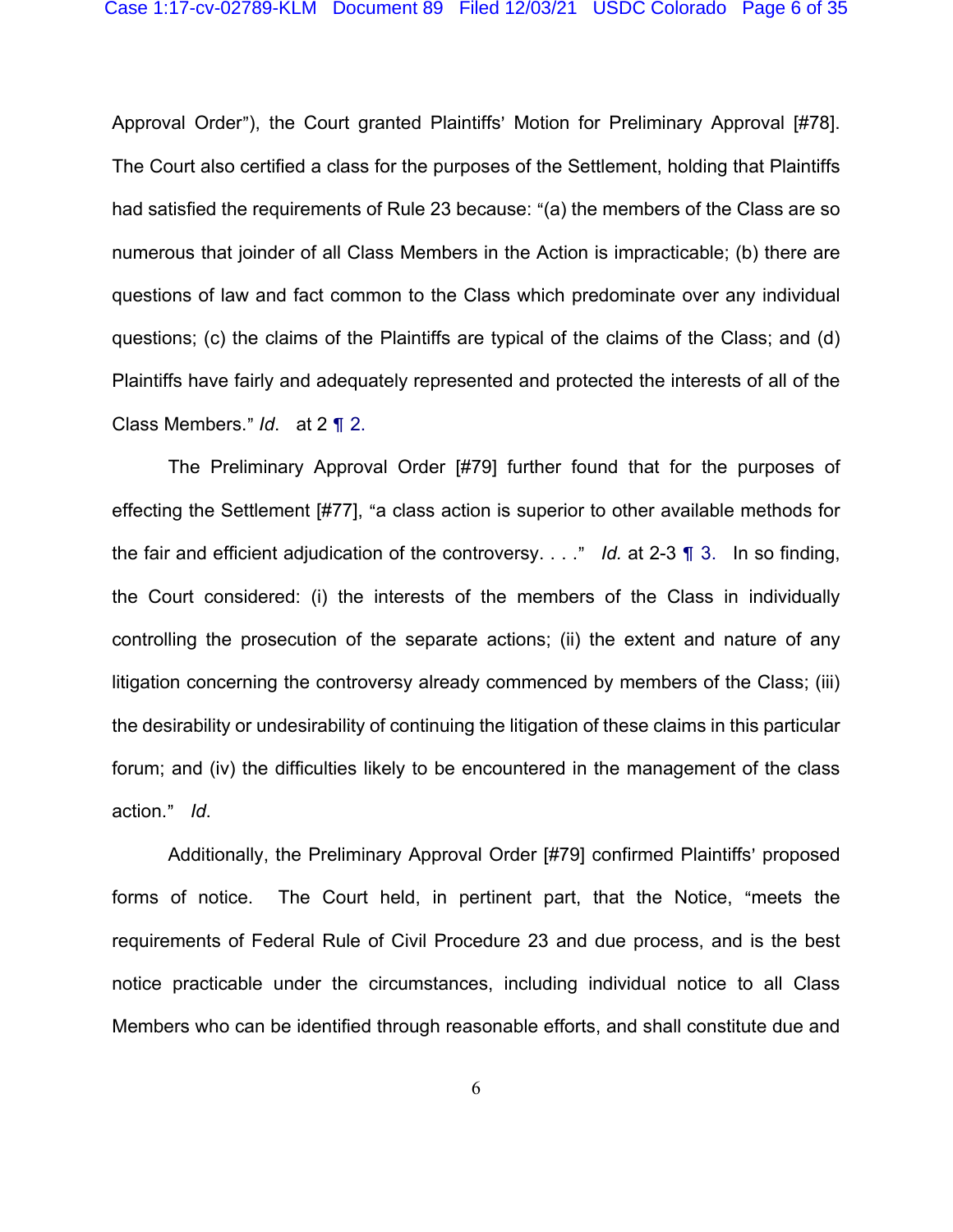Approval Order"), the Court granted Plaintiffs' Motion for Preliminary Approval [#78]. The Court also certified a class for the purposes of the Settlement, holding that Plaintiffs had satisfied the requirements of Rule 23 because: "(a) the members of the Class are so numerous that joinder of all Class Members in the Action is impracticable; (b) there are questions of law and fact common to the Class which predominate over any individual questions; (c) the claims of the Plaintiffs are typical of the claims of the Class; and (d) Plaintiffs have fairly and adequately represented and protected the interests of all of the Class Members." *Id.* at 2 ¶ 2.

The Preliminary Approval Order [#79] further found that for the purposes of effecting the Settlement [#77], "a class action is superior to other available methods for the fair and efficient adjudication of the controversy. . . ." *Id.* at 2-3 ¶ 3. In so finding, the Court considered: (i) the interests of the members of the Class in individually controlling the prosecution of the separate actions; (ii) the extent and nature of any litigation concerning the controversy already commenced by members of the Class; (iii) the desirability or undesirability of continuing the litigation of these claims in this particular forum; and (iv) the difficulties likely to be encountered in the management of the class action." *Id.*

Additionally, the Preliminary Approval Order [#79] confirmed Plaintiffs' proposed forms of notice. The Court held, in pertinent part, that the Notice, "meets the requirements of Federal Rule of Civil Procedure 23 and due process, and is the best notice practicable under the circumstances, including individual notice to all Class Members who can be identified through reasonable efforts, and shall constitute due and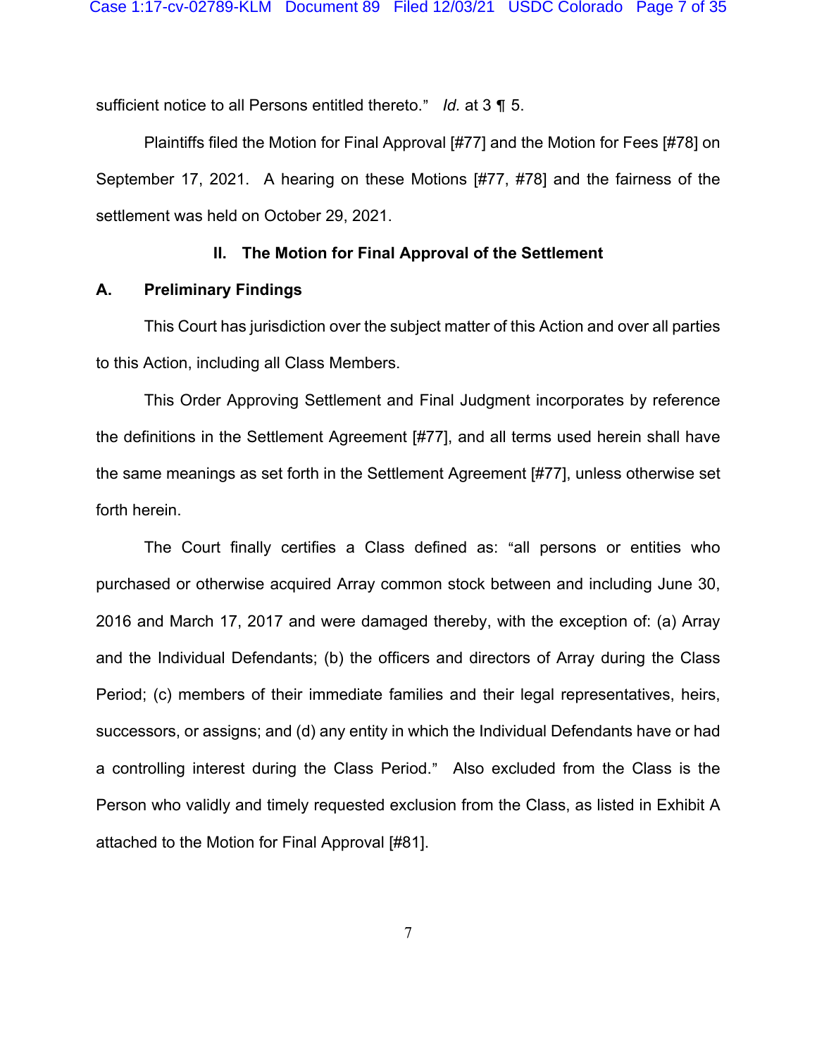sufficient notice to all Persons entitled thereto." *Id.* at 3 ¶ 5.

Plaintiffs filed the Motion for Final Approval [#77] and the Motion for Fees [#78] on September 17, 2021. A hearing on these Motions [#77, #78] and the fairness of the settlement was held on October 29, 2021.

## II. The Motion for Final Approval of the Settlement

### A. Preliminary Findings

This Court has jurisdiction over the subject matter of this Action and over all parties to this Action, including all Class Members.

This Order Approving Settlement and Final Judgment incorporates by reference the definitions in the Settlement Agreement [#77], and all terms used herein shall have the same meanings as set forth in the Settlement Agreement [#77], unless otherwise set forth herein.

The Court finally certifies a Class defined as: "all persons or entities who purchased or otherwise acquired Array common stock between and including June 30, 2016 and March 17, 2017 and were damaged thereby, with the exception of: (a) Array and the Individual Defendants; (b) the officers and directors of Array during the Class Period; (c) members of their immediate families and their legal representatives, heirs, successors, or assigns; and (d) any entity in which the Individual Defendants have or had a controlling interest during the Class Period." Also excluded from the Class is the Person who validly and timely requested exclusion from the Class, as listed in Exhibit A attached to the Motion for Final Approval [#81].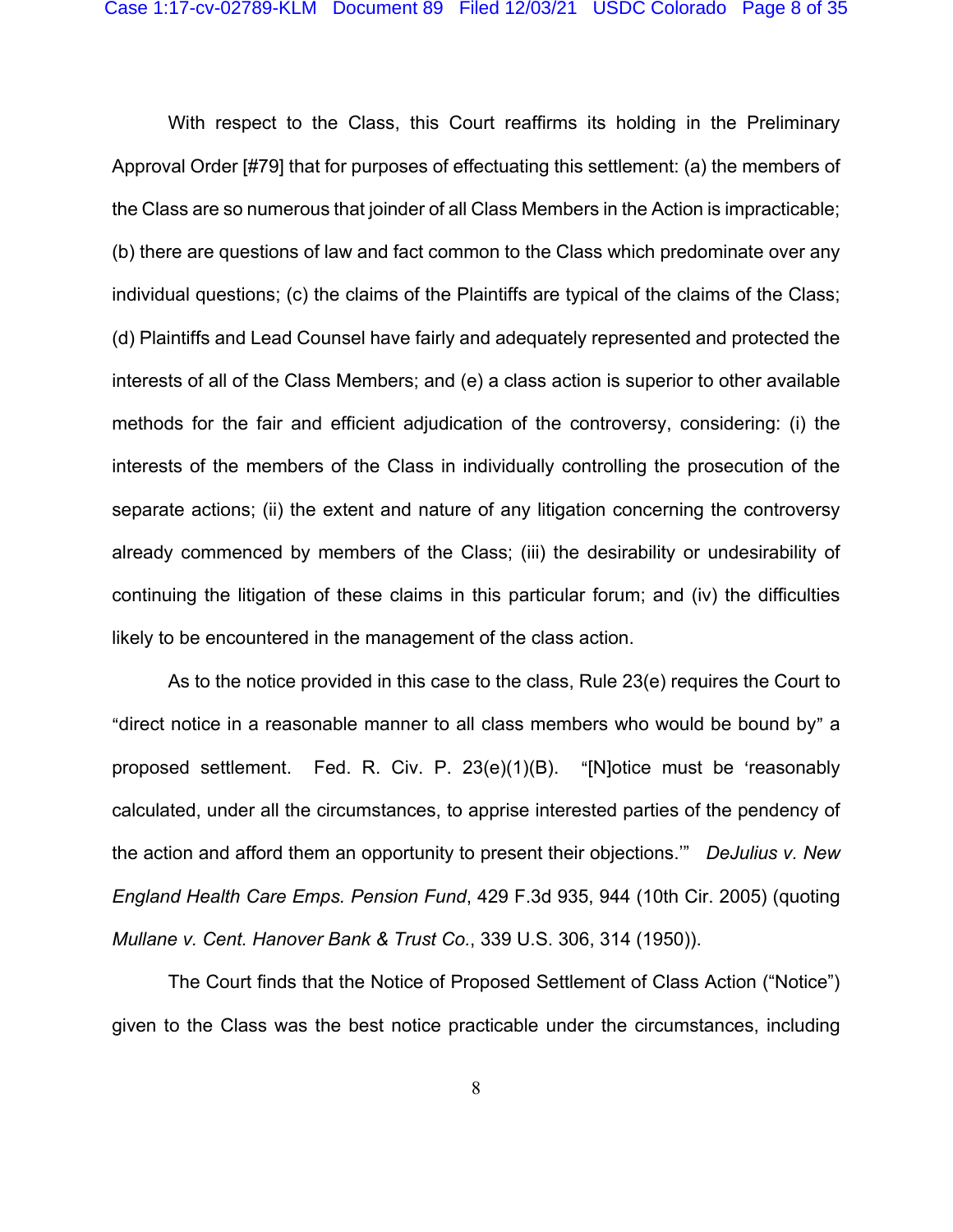With respect to the Class, this Court reaffirms its holding in the Preliminary Approval Order [#79] that for purposes of effectuating this settlement: (a) the members of the Class are so numerous that joinder of all Class Members in the Action is impracticable; (b) there are questions of law and fact common to the Class which predominate over any individual questions; (c) the claims of the Plaintiffs are typical of the claims of the Class; (d) Plaintiffs and Lead Counsel have fairly and adequately represented and protected the interests of all of the Class Members; and (e) a class action is superior to other available methods for the fair and efficient adjudication of the controversy, considering: (i) the interests of the members of the Class in individually controlling the prosecution of the separate actions; (ii) the extent and nature of any litigation concerning the controversy already commenced by members of the Class; (iii) the desirability or undesirability of continuing the litigation of these claims in this particular forum; and (iv) the difficulties likely to be encountered in the management of the class action.

As to the notice provided in this case to the class, Rule 23(e) requires the Court to "direct notice in a reasonable manner to all class members who would be bound by" a proposed settlement. Fed. R. Civ. P. 23(e)(1)(B). "[N]otice must be 'reasonably calculated, under all the circumstances, to apprise interested parties of the pendency of the action and afford them an opportunity to present their objections.'" *DeJulius v. New England Health Care Emps. Pension Fund*, 429 F.3d 935, 944 (10th Cir. 2005) (quoting *Mullane v. Cent. Hanover Bank & Trust Co.*, 339 U.S. 306, 314 (1950)).

The Court finds that the Notice of Proposed Settlement of Class Action ("Notice") given to the Class was the best notice practicable under the circumstances, including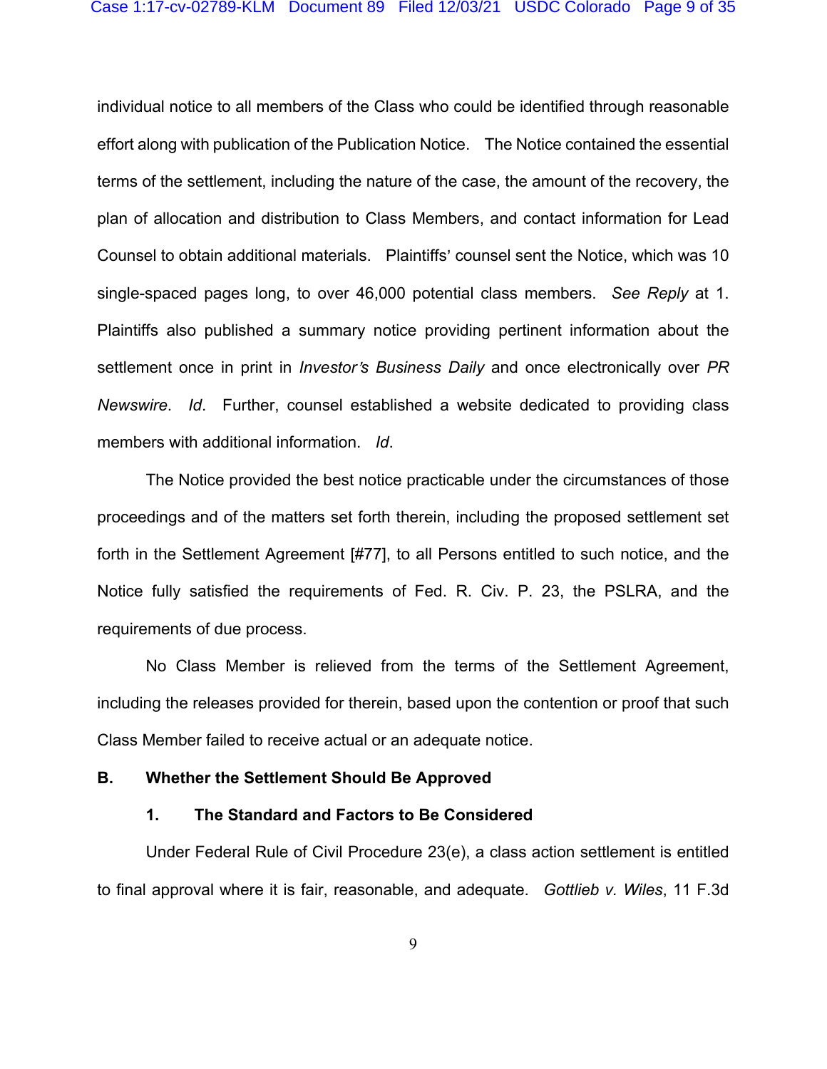individual notice to all members of the Class who could be identified through reasonable effort along with publication of the Publication Notice. The Notice contained the essential terms of the settlement, including the nature of the case, the amount of the recovery, the plan of allocation and distribution to Class Members, and contact information for Lead Counsel to obtain additional materials. Plaintiffs' counsel sent the Notice, which was 10 single-spaced pages long, to over 46,000 potential class members. *See Reply* at 1. Plaintiffs also published a summary notice providing pertinent information about the settlement once in print in *Investor's Business Daily* and once electronically over *PR Newswire*. *Id*. Further, counsel established a website dedicated to providing class members with additional information. *Id*.

The Notice provided the best notice practicable under the circumstances of those proceedings and of the matters set forth therein, including the proposed settlement set forth in the Settlement Agreement [#77], to all Persons entitled to such notice, and the Notice fully satisfied the requirements of Fed. R. Civ. P. 23, the PSLRA, and the requirements of due process.

No Class Member is relieved from the terms of the Settlement Agreement, including the releases provided for therein, based upon the contention or proof that such Class Member failed to receive actual or an adequate notice.

### B. Whether the Settlement Should Be Approved

#### 1. The Standard and Factors to Be Considered

Under Federal Rule of Civil Procedure 23(e), a class action settlement is entitled to final approval where it is fair, reasonable, and adequate. *Gottlieb v. Wiles*, 11 F.3d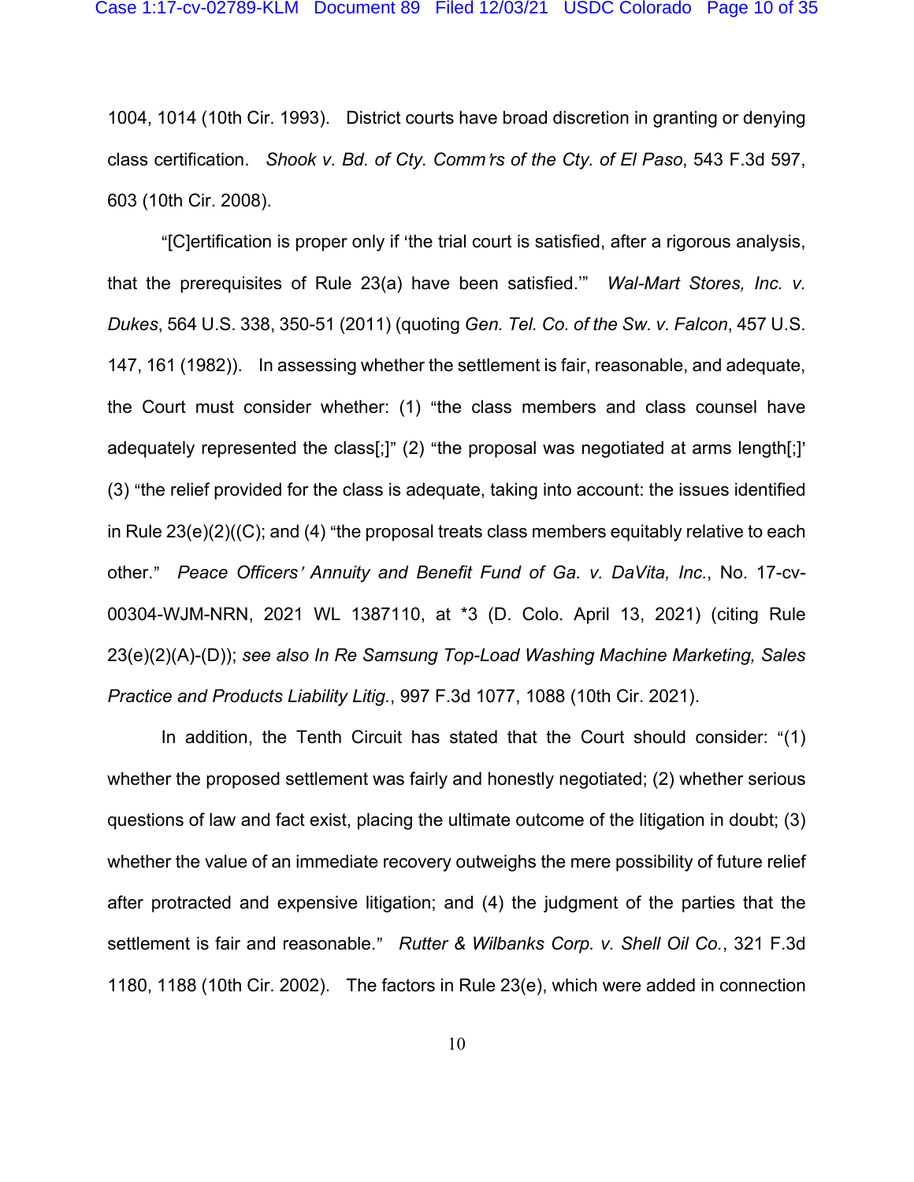1004, 1014 (10th Cir. 1993). District courts have broad discretion in granting or denying class certification. *Shook v. Bd. of Cty. Comm'rs of the Cty. of El Paso*, 543 F.3d 597, 603 (10th Cir. 2008).

"[C]ertification is proper only if 'the trial court is satisfied, after a rigorous analysis, that the prerequisites of Rule 23(a) have been satisfied.'" *Wal-Mart Stores, Inc. v. Dukes*, 564 U.S. 338, 350-51 (2011) (quoting *Gen. Tel. Co. of the Sw. v. Falcon*, 457 U.S. 147, 161 (1982)). In assessing whether the settlement is fair, reasonable, and adequate, the Court must consider whether: (1) "the class members and class counsel have adequately represented the class[;]" (2) "the proposal was negotiated at arms length[;]' (3) "the relief provided for the class is adequate, taking into account: the issues identified in Rule 23(e)(2)((C); and (4) "the proposal treats class members equitably relative to each other." *Peace Officers' Annuity and Benefit Fund of Ga. v. DaVita, Inc.*, No. 17-cv-00304-WJM-NRN, 2021 WL 1387110, at *3 (D. Colo. April 13, 2021) (citing Rule 23(e)(2)(A)-(D)); *see also In Re Samsung Top-Load Washing Machine Marketing, Sales Practice and Products Liability Litig.*, 997 F.3d 1077, 1088 (10th Cir. 2021).

In addition, the Tenth Circuit has stated that the Court should consider: "(1) whether the proposed settlement was fairly and honestly negotiated; (2) whether serious questions of law and fact exist, placing the ultimate outcome of the litigation in doubt; (3) whether the value of an immediate recovery outweighs the mere possibility of future relief after protracted and expensive litigation; and (4) the judgment of the parties that the settlement is fair and reasonable." *Rutter & Wilbanks Corp. v. Shell Oil Co.*, 321 F.3d 1180, 1188 (10th Cir. 2002). The factors in Rule 23(e), which were added in connection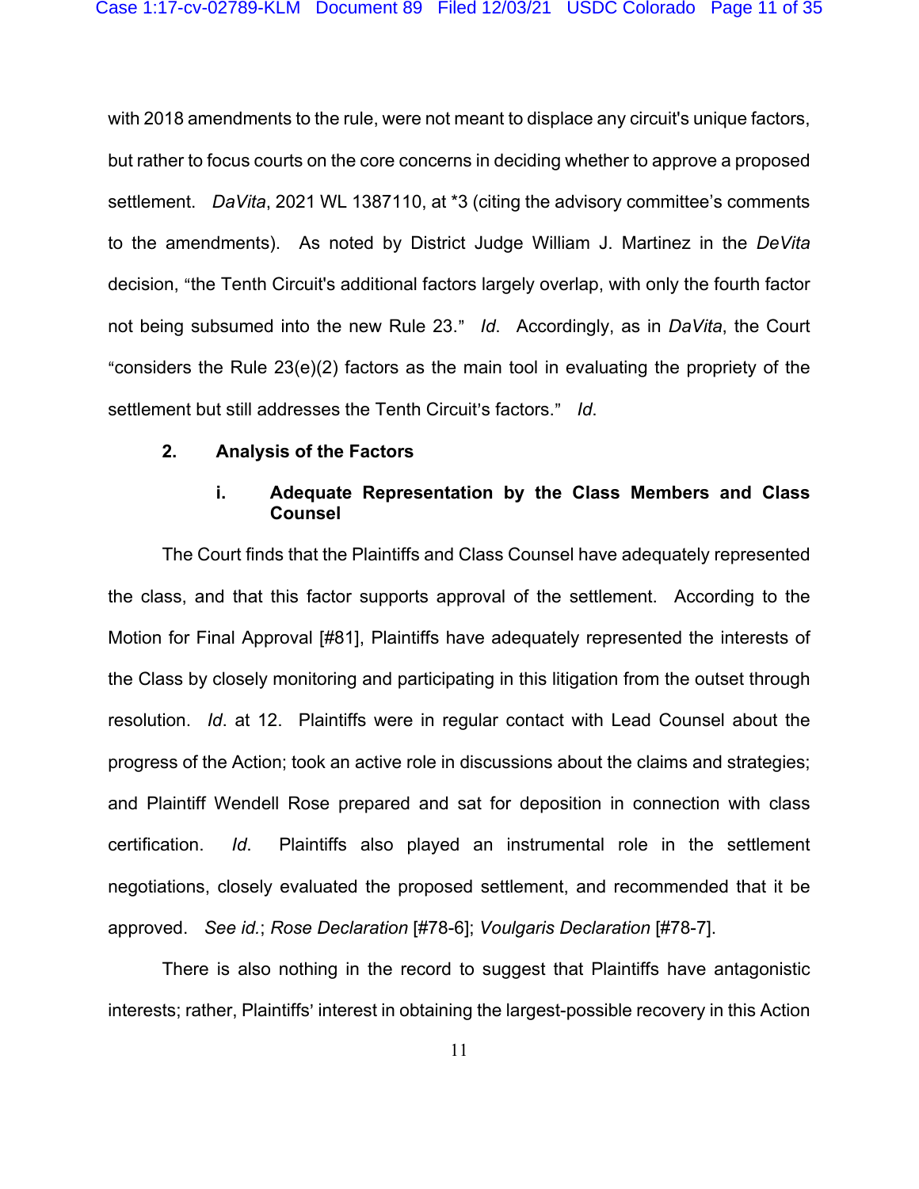with 2018 amendments to the rule, were not meant to displace any circuit's unique factors, but rather to focus courts on the core concerns in deciding whether to approve a proposed settlement. *DaVita*, 2021 WL 1387110, at *3 (citing the advisory committee's comments to the amendments). As noted by District Judge William J. Martinez in the *DeVita* decision, "the Tenth Circuit's additional factors largely overlap, with only the fourth factor not being subsumed into the new Rule 23." *Id*. Accordingly, as in *DaVita*, the Court "considers the Rule 23(e)(2) factors as the main tool in evaluating the propriety of the settlement but still addresses the Tenth Circuit's factors." *Id*.

**2. Analysis of the Factors**

**i. Adequate Representation by the Class Members and Class Counsel**

The Court finds that the Plaintiffs and Class Counsel have adequately represented the class, and that this factor supports approval of the settlement. According to the Motion for Final Approval [#81], Plaintiffs have adequately represented the interests of the Class by closely monitoring and participating in this litigation from the outset through resolution. *Id*. at 12. Plaintiffs were in regular contact with Lead Counsel about the progress of the Action; took an active role in discussions about the claims and strategies; and Plaintiff Wendell Rose prepared and sat for deposition in connection with class certification. *Id*. Plaintiffs also played an instrumental role in the settlement negotiations, closely evaluated the proposed settlement, and recommended that it be approved. *See id.*; *Rose Declaration* [#78-6]; *Voulgaris Declaration* [#78-7].

There is also nothing in the record to suggest that Plaintiffs have antagonistic interests; rather, Plaintiffs' interest in obtaining the largest-possible recovery in this Action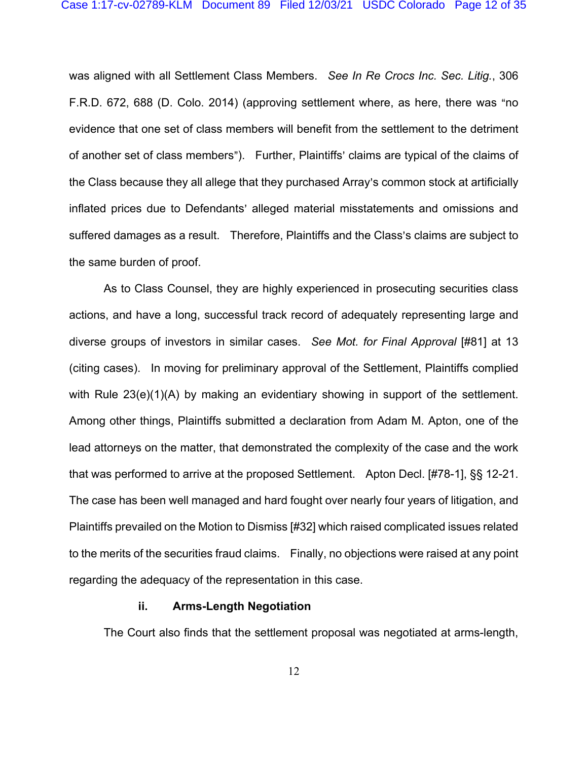was aligned with all Settlement Class Members. *See In Re Crocs Inc. Sec. Litig.*, 306 F.R.D. 672, 688 (D. Colo. 2014) (approving settlement where, as here, there was "no evidence that one set of class members will benefit from the settlement to the detriment of another set of class members"). Further, Plaintiffs' claims are typical of the claims of the Class because they all allege that they purchased Array's common stock at artificially inflated prices due to Defendants' alleged material misstatements and omissions and suffered damages as a result. Therefore, Plaintiffs and the Class's claims are subject to the same burden of proof.

As to Class Counsel, they are highly experienced in prosecuting securities class actions, and have a long, successful track record of adequately representing large and diverse groups of investors in similar cases. *See Mot. for Final Approval* [#81] at 13 (citing cases). In moving for preliminary approval of the Settlement, Plaintiffs complied with Rule 23(e)(1)(A) by making an evidentiary showing in support of the settlement. Among other things, Plaintiffs submitted a declaration from Adam M. Apton, one of the lead attorneys on the matter, that demonstrated the complexity of the case and the work that was performed to arrive at the proposed Settlement. Apton Decl. [#78-1], §§ 12-21. The case has been well managed and hard fought over nearly four years of litigation, and Plaintiffs prevailed on the Motion to Dismiss [#32] which raised complicated issues related to the merits of the securities fraud claims. Finally, no objections were raised at any point regarding the adequacy of the representation in this case.

**ii. Arms-Length Negotiation**

The Court also finds that the settlement proposal was negotiated at arms-length,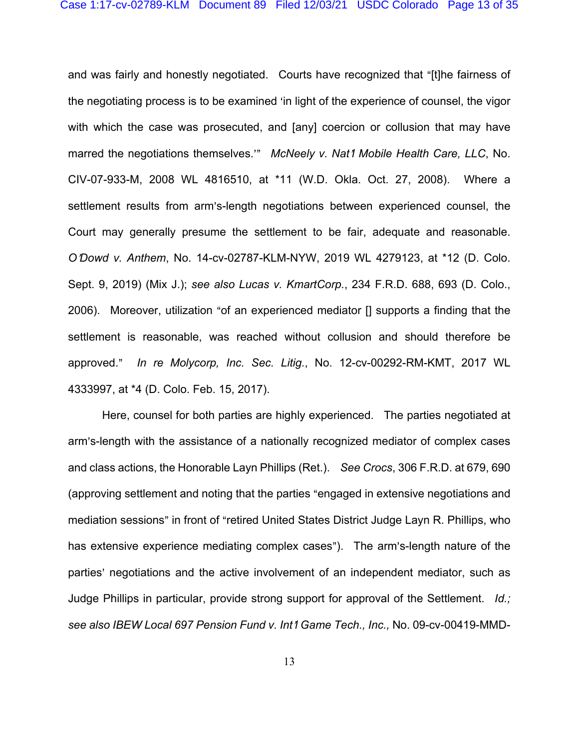and was fairly and honestly negotiated. Courts have recognized that "[t]he fairness of the negotiating process is to be examined 'in light of the experience of counsel, the vigor with which the case was prosecuted, and [any] coercion or collusion that may have marred the negotiations themselves.'" *McNeely v. Nat'l Mobile Health Care, LLC*, No. CIV-07-933-M, 2008 WL 4816510, at *11 (W.D. Okla. Oct. 27, 2008). Where a settlement results from arm's-length negotiations between experienced counsel, the Court may generally presume the settlement to be fair, adequate and reasonable. *O'Dowd v. Anthem*, No. 14-cv-02787-KLM-NYW, 2019 WL 4279123, at *12 (D. Colo. Sept. 9, 2019) (Mix J.); *see also Lucas v. KmartCorp.*, 234 F.R.D. 688, 693 (D. Colo., 2006). Moreover, utilization "of an experienced mediator [] supports a finding that the settlement is reasonable, was reached without collusion and should therefore be approved." *In re Molycorp, Inc. Sec. Litig.*, No. 12-cv-00292-RM-KMT, 2017 WL 4333997, at *4 (D. Colo. Feb. 15, 2017).

Here, counsel for both parties are highly experienced. The parties negotiated at arm's-length with the assistance of a nationally recognized mediator of complex cases and class actions, the Honorable Layn Phillips (Ret.). *See Crocs*, 306 F.R.D. at 679, 690 (approving settlement and noting that the parties "engaged in extensive negotiations and mediation sessions" in front of "retired United States District Judge Layn R. Phillips, who has extensive experience mediating complex cases"). The arm's-length nature of the parties' negotiations and the active involvement of an independent mediator, such as Judge Phillips in particular, provide strong support for approval of the Settlement. *Id.; see also IBEW Local 697 Pension Fund v. Int'l Game Tech., Inc.,* No. 09-cv-00419-MMD-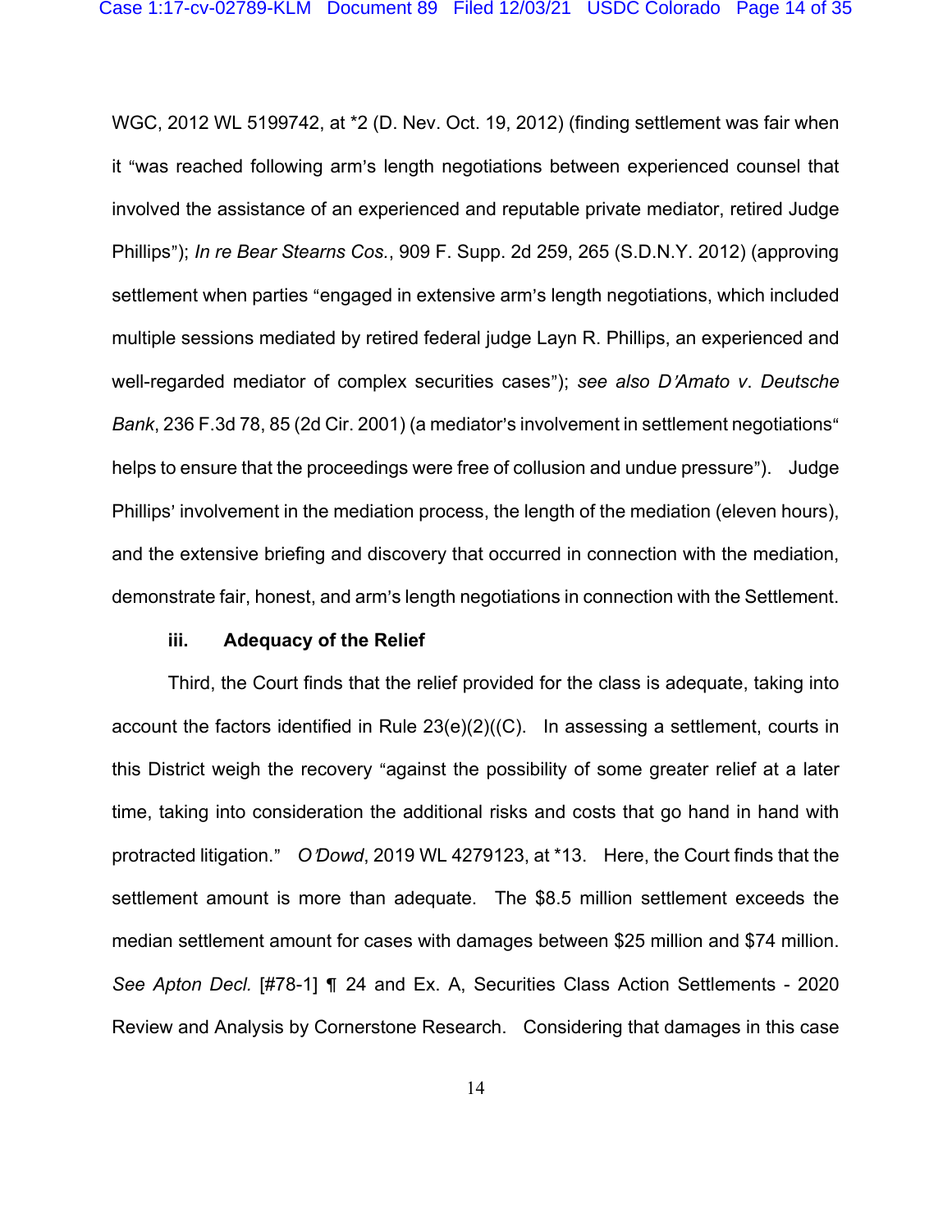WGC, 2012 WL 5199742, at *2 (D. Nev. Oct. 19, 2012) (finding settlement was fair when it "was reached following arm's length negotiations between experienced counsel that involved the assistance of an experienced and reputable private mediator, retired Judge Phillips"); *In re Bear Stearns Cos.*, 909 F. Supp. 2d 259, 265 (S.D.N.Y. 2012) (approving settlement when parties "engaged in extensive arm's length negotiations, which included multiple sessions mediated by retired federal judge Layn R. Phillips, an experienced and well-regarded mediator of complex securities cases"); *see also D'Amato v. Deutsche Bank*, 236 F.3d 78, 85 (2d Cir. 2001) (a mediator's involvement in settlement negotiations" helps to ensure that the proceedings were free of collusion and undue pressure"). Judge Phillips' involvement in the mediation process, the length of the mediation (eleven hours), and the extensive briefing and discovery that occurred in connection with the mediation, demonstrate fair, honest, and arm's length negotiations in connection with the Settlement.

**iii. Adequacy of the Relief**

Third, the Court finds that the relief provided for the class is adequate, taking into account the factors identified in Rule 23(e)(2)((C). In assessing a settlement, courts in this District weigh the recovery "against the possibility of some greater relief at a later time, taking into consideration the additional risks and costs that go hand in hand with protracted litigation." *O'Dowd*, 2019 WL 4279123, at *13. Here, the Court finds that the settlement amount is more than adequate. The $8.5 million settlement exceeds the median settlement amount for cases with damages between $25 million and $74 million. *See Apton Decl.* [#78-1] ¶ 24 and Ex. A, Securities Class Action Settlements - 2020 Review and Analysis by Cornerstone Research. Considering that damages in this case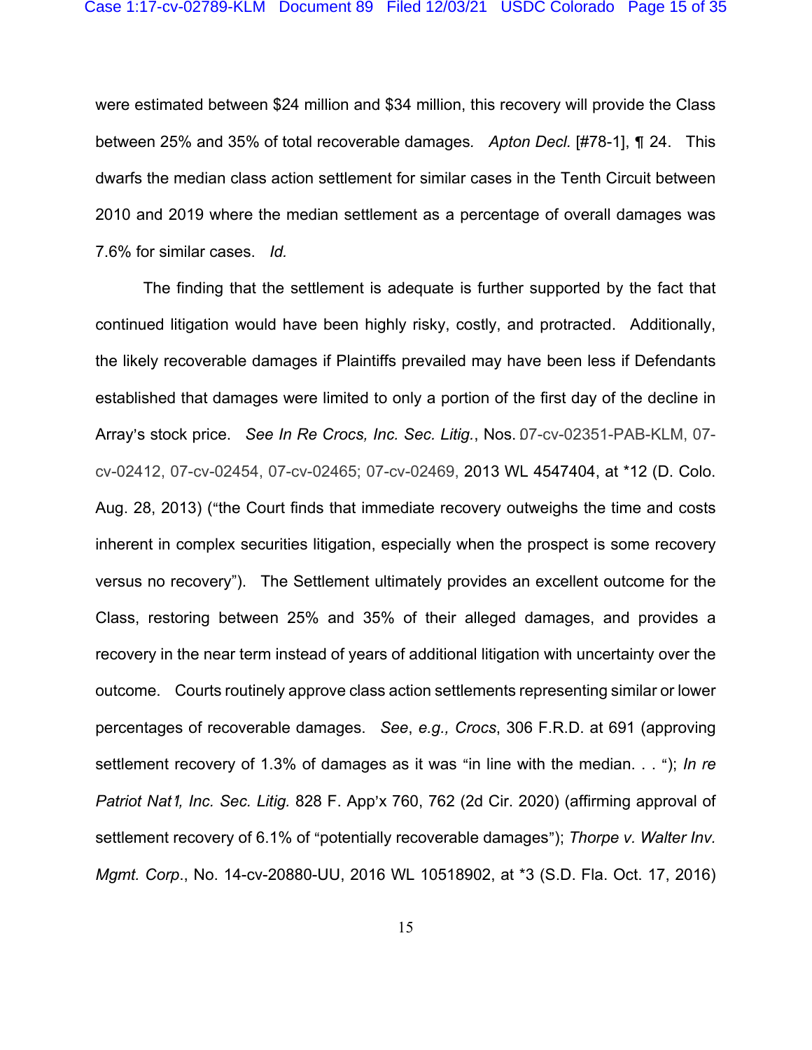were estimated between $24 million and $34 million, this recovery will provide the Class between 25% and 35% of total recoverable damages. *Apton Decl.* [#78-1], ¶ 24. This dwarfs the median class action settlement for similar cases in the Tenth Circuit between 2010 and 2019 where the median settlement as a percentage of overall damages was 7.6% for similar cases. *Id.*

The finding that the settlement is adequate is further supported by the fact that continued litigation would have been highly risky, costly, and protracted. Additionally, the likely recoverable damages if Plaintiffs prevailed may have been less if Defendants established that damages were limited to only a portion of the first day of the decline in Array's stock price. *See In Re Crocs, Inc. Sec. Litig.*, Nos. 07-cv-02351-PAB-KLM, 07-cv-02412, 07-cv-02454, 07-cv-02465; 07-cv-02469, 2013 WL 4547404, at *12 (D. Colo. Aug. 28, 2013) ("the Court finds that immediate recovery outweighs the time and costs inherent in complex securities litigation, especially when the prospect is some recovery versus no recovery"). The Settlement ultimately provides an excellent outcome for the Class, restoring between 25% and 35% of their alleged damages, and provides a recovery in the near term instead of years of additional litigation with uncertainty over the outcome. Courts routinely approve class action settlements representing similar or lower percentages of recoverable damages. *See*, *e.g.*, *Crocs*, 306 F.R.D. at 691 (approving settlement recovery of 1.3% of damages as it was "in line with the median. . . "); *In re Patriot Nat'l, Inc. Sec. Litig.* 828 F. App'x 760, 762 (2d Cir. 2020) (affirming approval of settlement recovery of 6.1% of "potentially recoverable damages"); *Thorpe v. Walter Inv. Mgmt. Corp.*, No. 14-cv-20880-UU, 2016 WL 10518902, at *3 (S.D. Fla. Oct. 17, 2016)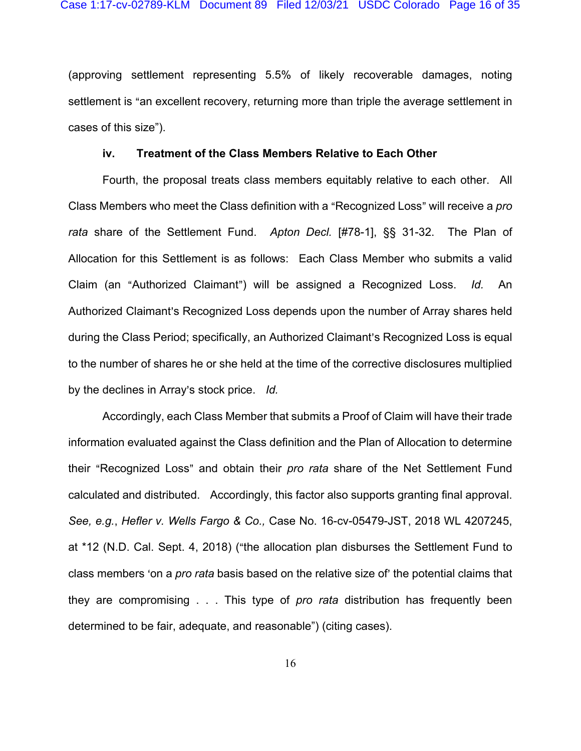(approving settlement representing 5.5% of likely recoverable damages, noting settlement is "an excellent recovery, returning more than triple the average settlement in cases of this size").

**iv. Treatment of the Class Members Relative to Each Other**

Fourth, the proposal treats class members equitably relative to each other. All Class Members who meet the Class definition with a "Recognized Loss" will receive a *pro rata* share of the Settlement Fund. *Apton Decl.* [#78-1], §§ 31-32. The Plan of Allocation for this Settlement is as follows: Each Class Member who submits a valid Claim (an "Authorized Claimant") will be assigned a Recognized Loss. *Id.* An Authorized Claimant's Recognized Loss depends upon the number of Array shares held during the Class Period; specifically, an Authorized Claimant's Recognized Loss is equal to the number of shares he or she held at the time of the corrective disclosures multiplied by the declines in Array's stock price. *Id.*

Accordingly, each Class Member that submits a Proof of Claim will have their trade information evaluated against the Class definition and the Plan of Allocation to determine their "Recognized Loss" and obtain their *pro rata* share of the Net Settlement Fund calculated and distributed. Accordingly, this factor also supports granting final approval. *See, e.g.*, *Hefler v. Wells Fargo & Co.,* Case No. 16-cv-05479-JST, 2018 WL 4207245, at *12 (N.D. Cal. Sept. 4, 2018) ("the allocation plan disburses the Settlement Fund to class members 'on a *pro rata* basis based on the relative size of' the potential claims that they are compromising . . . This type of *pro rata* distribution has frequently been determined to be fair, adequate, and reasonable") (citing cases).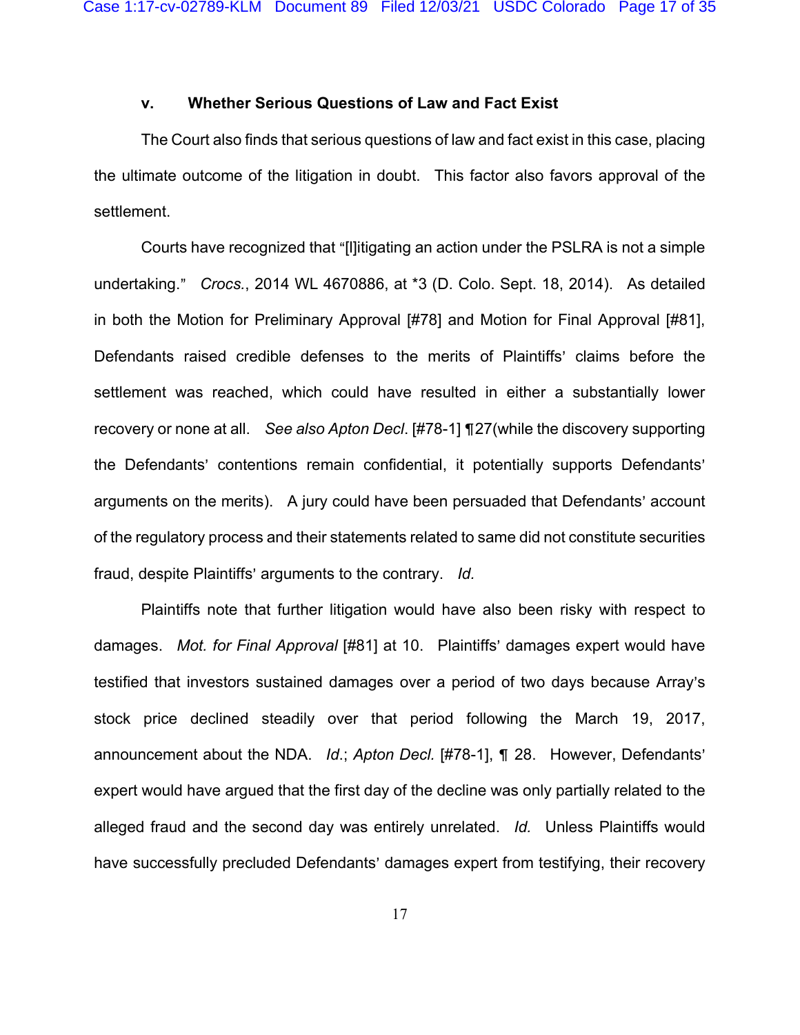### v. Whether Serious Questions of Law and Fact Exist

The Court also finds that serious questions of law and fact exist in this case, placing the ultimate outcome of the litigation in doubt. This factor also favors approval of the settlement.

Courts have recognized that "[l]itigating an action under the PSLRA is not a simple undertaking." *Crocs.*, 2014 WL 4670886, at *3 (D. Colo. Sept. 18, 2014). As detailed in both the Motion for Preliminary Approval [#78] and Motion for Final Approval [#81], Defendants raised credible defenses to the merits of Plaintiffs' claims before the settlement was reached, which could have resulted in either a substantially lower recovery or none at all. *See also Apton Decl*. [#78-1] ¶27(while the discovery supporting the Defendants' contentions remain confidential, it potentially supports Defendants' arguments on the merits). A jury could have been persuaded that Defendants' account of the regulatory process and their statements related to same did not constitute securities fraud, despite Plaintiffs' arguments to the contrary. *Id.*

Plaintiffs note that further litigation would have also been risky with respect to damages. *Mot. for Final Approval* [#81] at 10. Plaintiffs' damages expert would have testified that investors sustained damages over a period of two days because Array's stock price declined steadily over that period following the March 19, 2017, announcement about the NDA. *Id.*; *Apton Decl.* [#78-1], ¶ 28. However, Defendants' expert would have argued that the first day of the decline was only partially related to the alleged fraud and the second day was entirely unrelated. *Id.* Unless Plaintiffs would have successfully precluded Defendants' damages expert from testifying, their recovery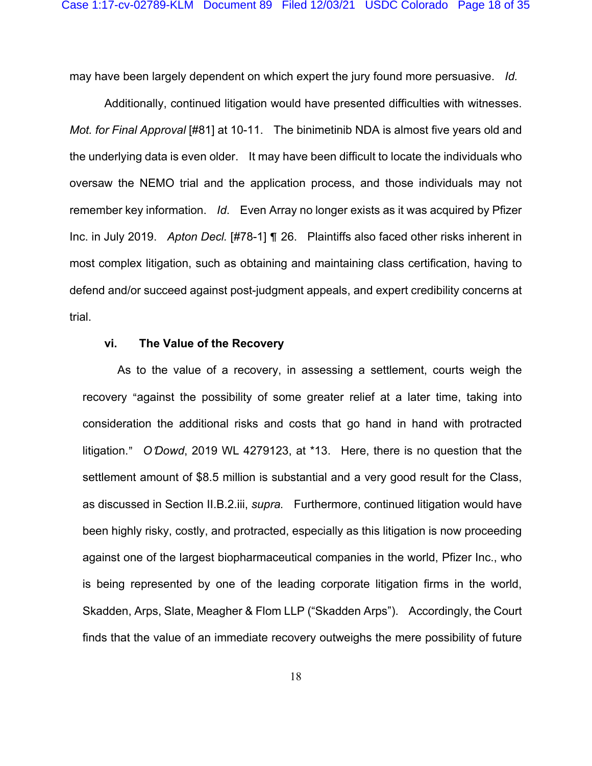may have been largely dependent on which expert the jury found more persuasive. *Id.*

Additionally, continued litigation would have presented difficulties with witnesses. *Mot. for Final Approval* [#81] at 10-11. The binimetinib NDA is almost five years old and the underlying data is even older. It may have been difficult to locate the individuals who oversaw the NEMO trial and the application process, and those individuals may not remember key information. *Id*. Even Array no longer exists as it was acquired by Pfizer Inc. in July 2019. *Apton Decl.* [#78-1] ¶ 26. Plaintiffs also faced other risks inherent in most complex litigation, such as obtaining and maintaining class certification, having to defend and/or succeed against post-judgment appeals, and expert credibility concerns at trial.

**vi. The Value of the Recovery**

As to the value of a recovery, in assessing a settlement, courts weigh the recovery "against the possibility of some greater relief at a later time, taking into consideration the additional risks and costs that go hand in hand with protracted litigation." *O'Dowd*, 2019 WL 4279123, at *13. Here, there is no question that the settlement amount of $8.5 million is substantial and a very good result for the Class, as discussed in Section II.B.2.iii, *supra.* Furthermore, continued litigation would have been highly risky, costly, and protracted, especially as this litigation is now proceeding against one of the largest biopharmaceutical companies in the world, Pfizer Inc., who is being represented by one of the leading corporate litigation firms in the world, Skadden, Arps, Slate, Meagher & Flom LLP ("Skadden Arps"). Accordingly, the Court finds that the value of an immediate recovery outweighs the mere possibility of future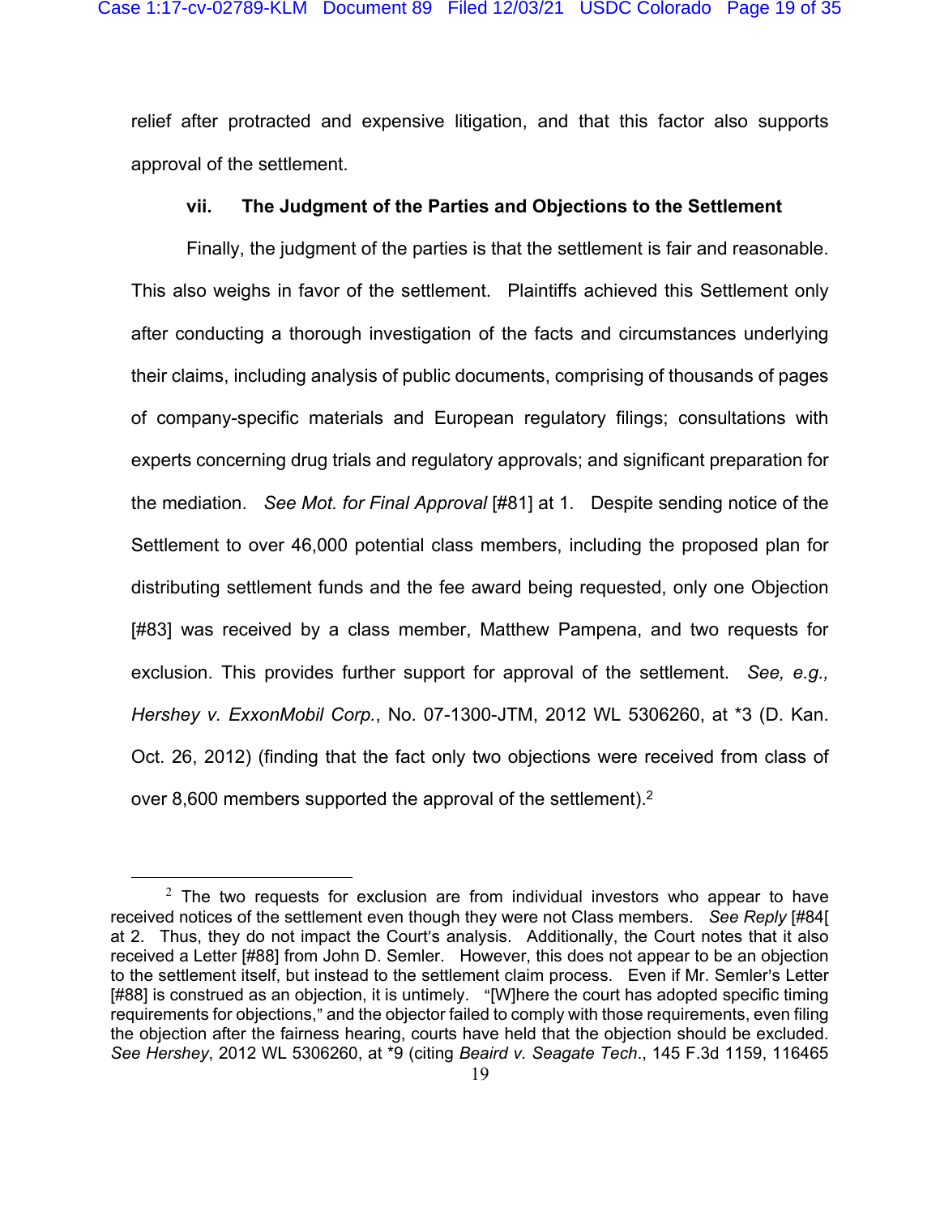relief after protracted and expensive litigation, and that this factor also supports approval of the settlement.

### vii. The Judgment of the Parties and Objections to the Settlement

Finally, the judgment of the parties is that the settlement is fair and reasonable. This also weighs in favor of the settlement. Plaintiffs achieved this Settlement only after conducting a thorough investigation of the facts and circumstances underlying their claims, including analysis of public documents, comprising of thousands of pages of company-specific materials and European regulatory filings; consultations with experts concerning drug trials and regulatory approvals; and significant preparation for the mediation. *See Mot. for Final Approval* [#81] at 1. Despite sending notice of the Settlement to over 46,000 potential class members, including the proposed plan for distributing settlement funds and the fee award being requested, only one Objection [#83] was received by a class member, Matthew Pampena, and two requests for exclusion. This provides further support for approval of the settlement. *See, e.g., Hershey v. ExxonMobil Corp.*, No. 07-1300-JTM, 2012 WL 5306260, at *3 (D. Kan. Oct. 26, 2012) (finding that the fact only two objections were received from class of over 8,600 members supported the approval of the settlement).[2]

---

[2] The two requests for exclusion are from individual investors who appear to have received notices of the settlement even though they were not Class members. *See Reply* [#84[ at 2. Thus, they do not impact the Court's analysis. Additionally, the Court notes that it also received a Letter [#88] from John D. Semler. However, this does not appear to be an objection to the settlement itself, but instead to the settlement claim process. Even if Mr. Semler's Letter [#88] is construed as an objection, it is untimely. "[W]here the court has adopted specific timing requirements for objections," and the objector failed to comply with those requirements, even filing the objection after the fairness hearing, courts have held that the objection should be excluded. *See Hershey*, 2012 WL 5306260, at *9 (citing *Beaird v. Seagate Tech.*, 145 F.3d 1159, 116465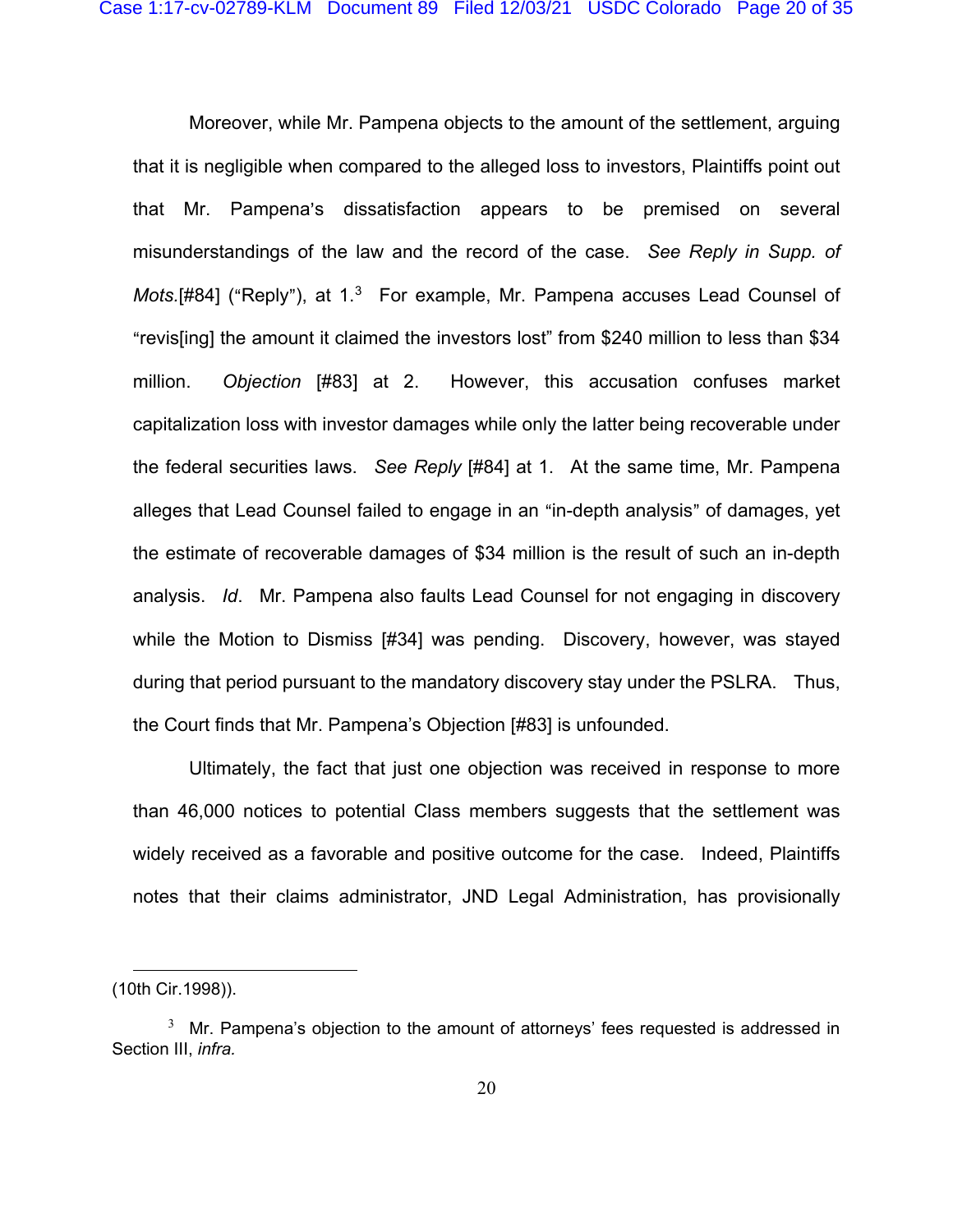Moreover, while Mr. Pampena objects to the amount of the settlement, arguing that it is negligible when compared to the alleged loss to investors, Plaintiffs point out that Mr. Pampena's dissatisfaction appears to be premised on several misunderstandings of the law and the record of the case. *See Reply in Supp. of Mots.*[#84] ("Reply"), at 1.[3] For example, Mr. Pampena accuses Lead Counsel of "revis[ing] the amount it claimed the investors lost" from $240 million to less than $34 million. *Objection* [#83] at 2. However, this accusation confuses market capitalization loss with investor damages while only the latter being recoverable under the federal securities laws. *See Reply* [#84] at 1. At the same time, Mr. Pampena alleges that Lead Counsel failed to engage in an "in-depth analysis" of damages, yet the estimate of recoverable damages of $34 million is the result of such an in-depth analysis. *Id*. Mr. Pampena also faults Lead Counsel for not engaging in discovery while the Motion to Dismiss [#34] was pending. Discovery, however, was stayed during that period pursuant to the mandatory discovery stay under the PSLRA. Thus, the Court finds that Mr. Pampena's Objection [#83] is unfounded.

Ultimately, the fact that just one objection was received in response to more than 46,000 notices to potential Class members suggests that the settlement was widely received as a favorable and positive outcome for the case. Indeed, Plaintiffs notes that their claims administrator, JND Legal Administration, has provisionally

---

(10th Cir.1998)).

[3] Mr. Pampena's objection to the amount of attorneys' fees requested is addressed in Section III, *infra.*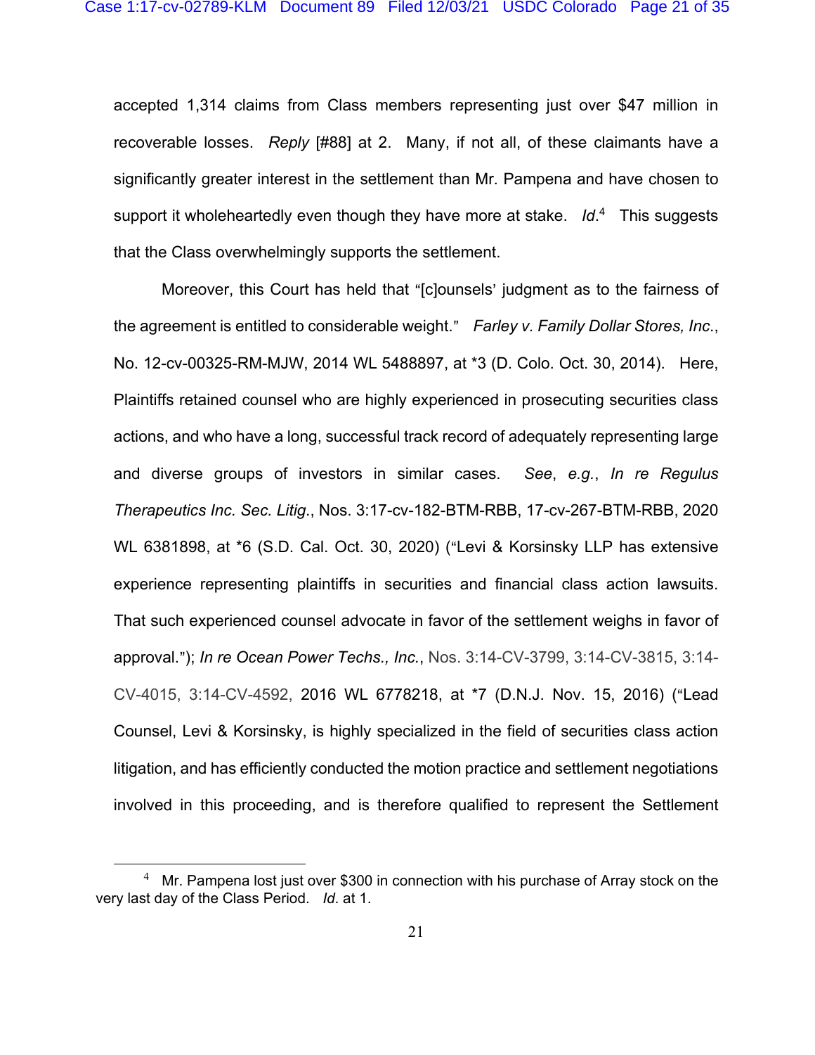accepted 1,314 claims from Class members representing just over $47 million in recoverable losses. *Reply* [#88] at 2. Many, if not all, of these claimants have a significantly greater interest in the settlement than Mr. Pampena and have chosen to support it wholeheartedly even though they have more at stake. *Id.*[4] This suggests that the Class overwhelmingly supports the settlement.

Moreover, this Court has held that "[c]ounsels' judgment as to the fairness of the agreement is entitled to considerable weight." *Farley v. Family Dollar Stores, Inc.*, No. 12-cv-00325-RM-MJW, 2014 WL 5488897, at *3 (D. Colo. Oct. 30, 2014). Here, Plaintiffs retained counsel who are highly experienced in prosecuting securities class actions, and who have a long, successful track record of adequately representing large and diverse groups of investors in similar cases. *See, e.g., In re Regulus Therapeutics Inc. Sec. Litig.*, Nos. 3:17-cv-182-BTM-RBB, 17-cv-267-BTM-RBB, 2020 WL 6381898, at *6 (S.D. Cal. Oct. 30, 2020) ("Levi & Korsinsky LLP has extensive experience representing plaintiffs in securities and financial class action lawsuits. That such experienced counsel advocate in favor of the settlement weighs in favor of approval."); *In re Ocean Power Techs., Inc.*, Nos. 3:14-CV-3799, 3:14-CV-3815, 3:14-CV-4015, 3:14-CV-4592, 2016 WL 6778218, at *7 (D.N.J. Nov. 15, 2016) ("Lead Counsel, Levi & Korsinsky, is highly specialized in the field of securities class action litigation, and has efficiently conducted the motion practice and settlement negotiations involved in this proceeding, and is therefore qualified to represent the Settlement

---

[4] Mr. Pampena lost just over $300 in connection with his purchase of Array stock on the very last day of the Class Period. *Id.* at 1.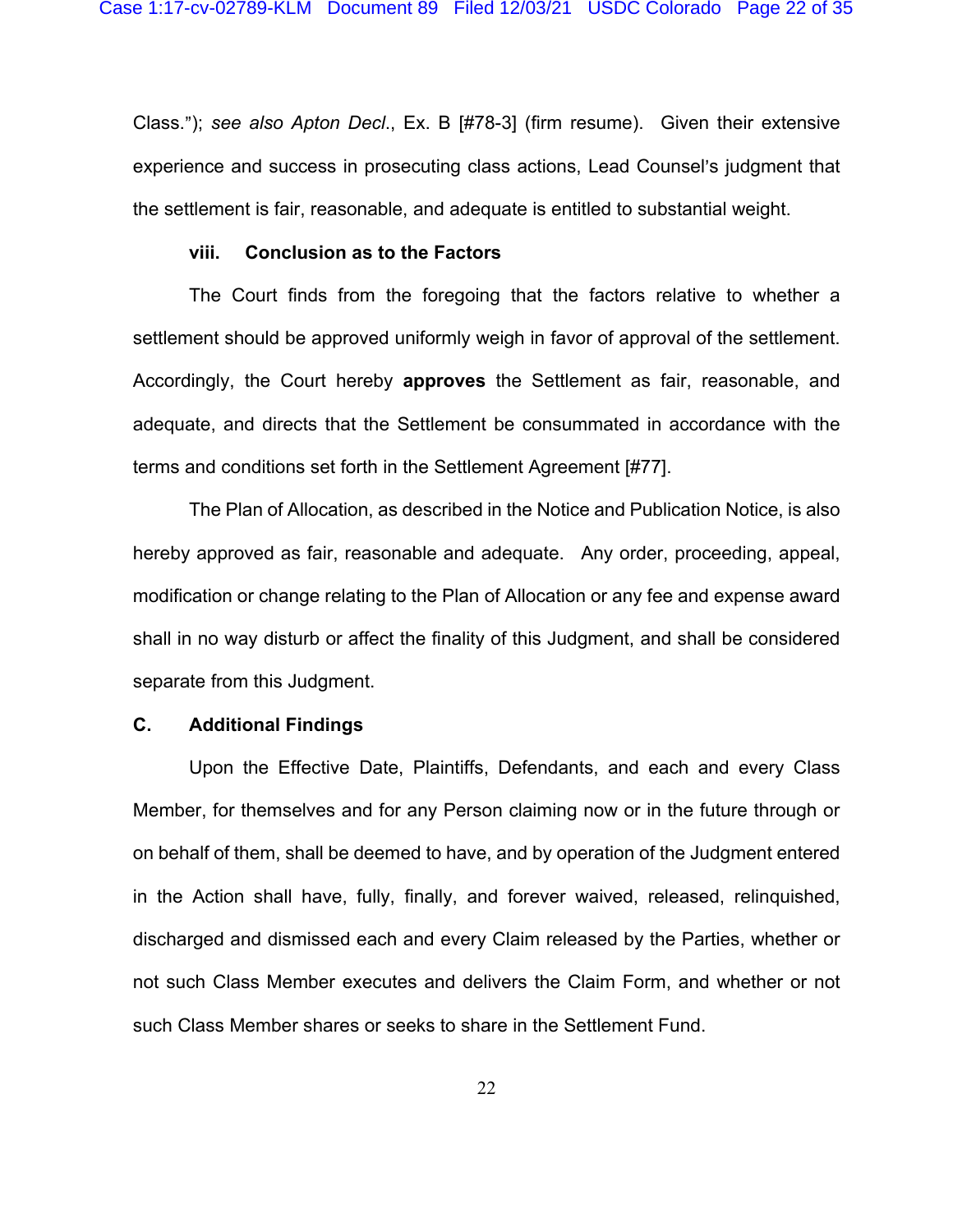Class."); *see also Apton Decl.*, Ex. B [#78-3] (firm resume). Given their extensive experience and success in prosecuting class actions, Lead Counsel's judgment that the settlement is fair, reasonable, and adequate is entitled to substantial weight.

#### viii. Conclusion as to the Factors

The Court finds from the foregoing that the factors relative to whether a settlement should be approved uniformly weigh in favor of approval of the settlement. Accordingly, the Court hereby **approves** the Settlement as fair, reasonable, and adequate, and directs that the Settlement be consummated in accordance with the terms and conditions set forth in the Settlement Agreement [#77].

The Plan of Allocation, as described in the Notice and Publication Notice, is also hereby approved as fair, reasonable and adequate. Any order, proceeding, appeal, modification or change relating to the Plan of Allocation or any fee and expense award shall in no way disturb or affect the finality of this Judgment, and shall be considered separate from this Judgment.

### C. Additional Findings

Upon the Effective Date, Plaintiffs, Defendants, and each and every Class Member, for themselves and for any Person claiming now or in the future through or on behalf of them, shall be deemed to have, and by operation of the Judgment entered in the Action shall have, fully, finally, and forever waived, released, relinquished, discharged and dismissed each and every Claim released by the Parties, whether or not such Class Member executes and delivers the Claim Form, and whether or not such Class Member shares or seeks to share in the Settlement Fund.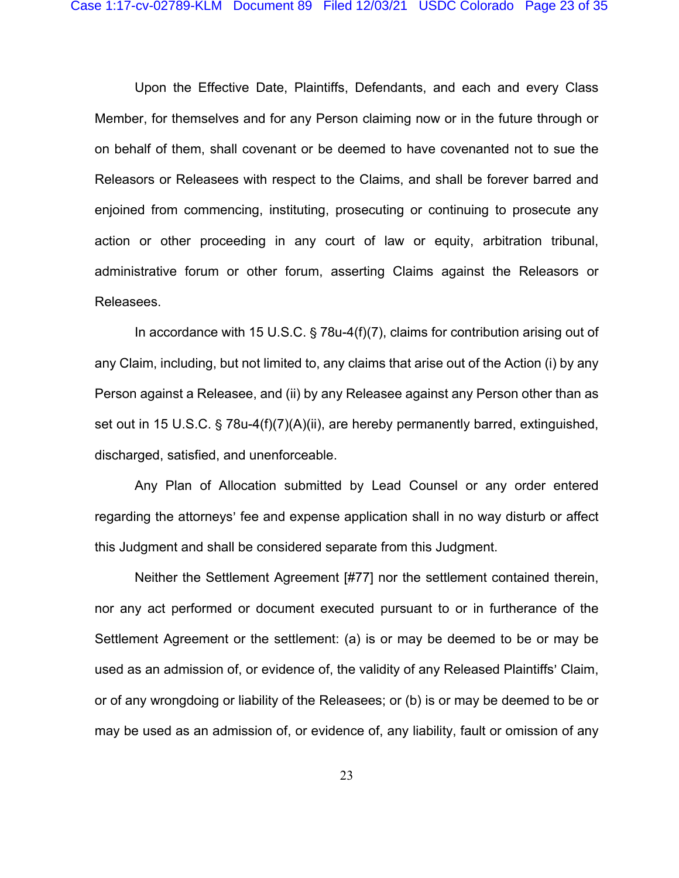Upon the Effective Date, Plaintiffs, Defendants, and each and every Class Member, for themselves and for any Person claiming now or in the future through or on behalf of them, shall covenant or be deemed to have covenanted not to sue the Releasors or Releasees with respect to the Claims, and shall be forever barred and enjoined from commencing, instituting, prosecuting or continuing to prosecute any action or other proceeding in any court of law or equity, arbitration tribunal, administrative forum or other forum, asserting Claims against the Releasors or Releasees.

In accordance with 15 U.S.C. § 78u-4(f)(7), claims for contribution arising out of any Claim, including, but not limited to, any claims that arise out of the Action (i) by any Person against a Releasee, and (ii) by any Releasee against any Person other than as set out in 15 U.S.C. § 78u-4(f)(7)(A)(ii), are hereby permanently barred, extinguished, discharged, satisfied, and unenforceable.

Any Plan of Allocation submitted by Lead Counsel or any order entered regarding the attorneys' fee and expense application shall in no way disturb or affect this Judgment and shall be considered separate from this Judgment.

Neither the Settlement Agreement [#77] nor the settlement contained therein, nor any act performed or document executed pursuant to or in furtherance of the Settlement Agreement or the settlement: (a) is or may be deemed to be or may be used as an admission of, or evidence of, the validity of any Released Plaintiffs' Claim, or of any wrongdoing or liability of the Releasees; or (b) is or may be deemed to be or may be used as an admission of, or evidence of, any liability, fault or omission of any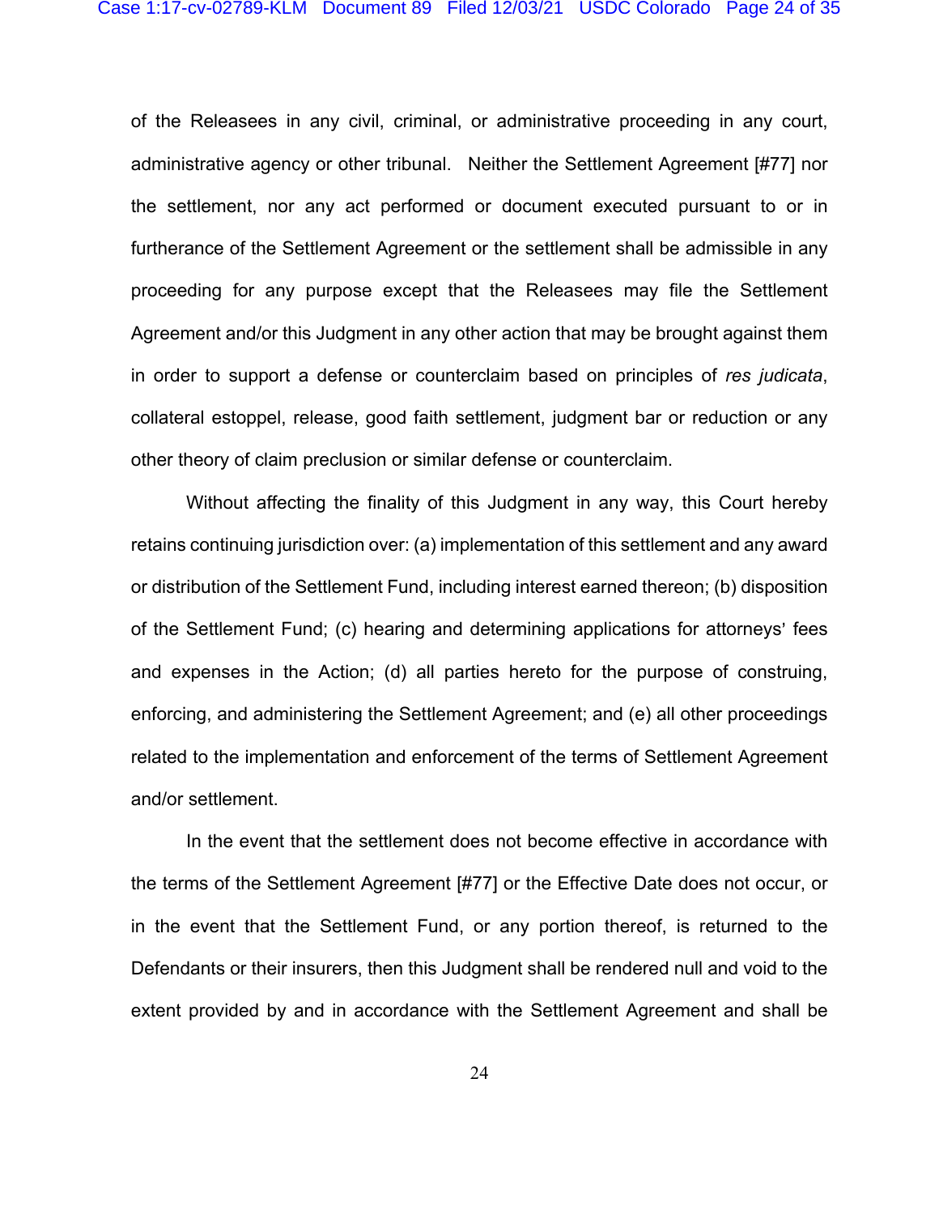of the Releasees in any civil, criminal, or administrative proceeding in any court, administrative agency or other tribunal. Neither the Settlement Agreement [#77] nor the settlement, nor any act performed or document executed pursuant to or in furtherance of the Settlement Agreement or the settlement shall be admissible in any proceeding for any purpose except that the Releasees may file the Settlement Agreement and/or this Judgment in any other action that may be brought against them in order to support a defense or counterclaim based on principles of *res judicata*, collateral estoppel, release, good faith settlement, judgment bar or reduction or any other theory of claim preclusion or similar defense or counterclaim.

Without affecting the finality of this Judgment in any way, this Court hereby retains continuing jurisdiction over: (a) implementation of this settlement and any award or distribution of the Settlement Fund, including interest earned thereon; (b) disposition of the Settlement Fund; (c) hearing and determining applications for attorneys' fees and expenses in the Action; (d) all parties hereto for the purpose of construing, enforcing, and administering the Settlement Agreement; and (e) all other proceedings related to the implementation and enforcement of the terms of Settlement Agreement and/or settlement.

In the event that the settlement does not become effective in accordance with the terms of the Settlement Agreement [#77] or the Effective Date does not occur, or in the event that the Settlement Fund, or any portion thereof, is returned to the Defendants or their insurers, then this Judgment shall be rendered null and void to the extent provided by and in accordance with the Settlement Agreement and shall be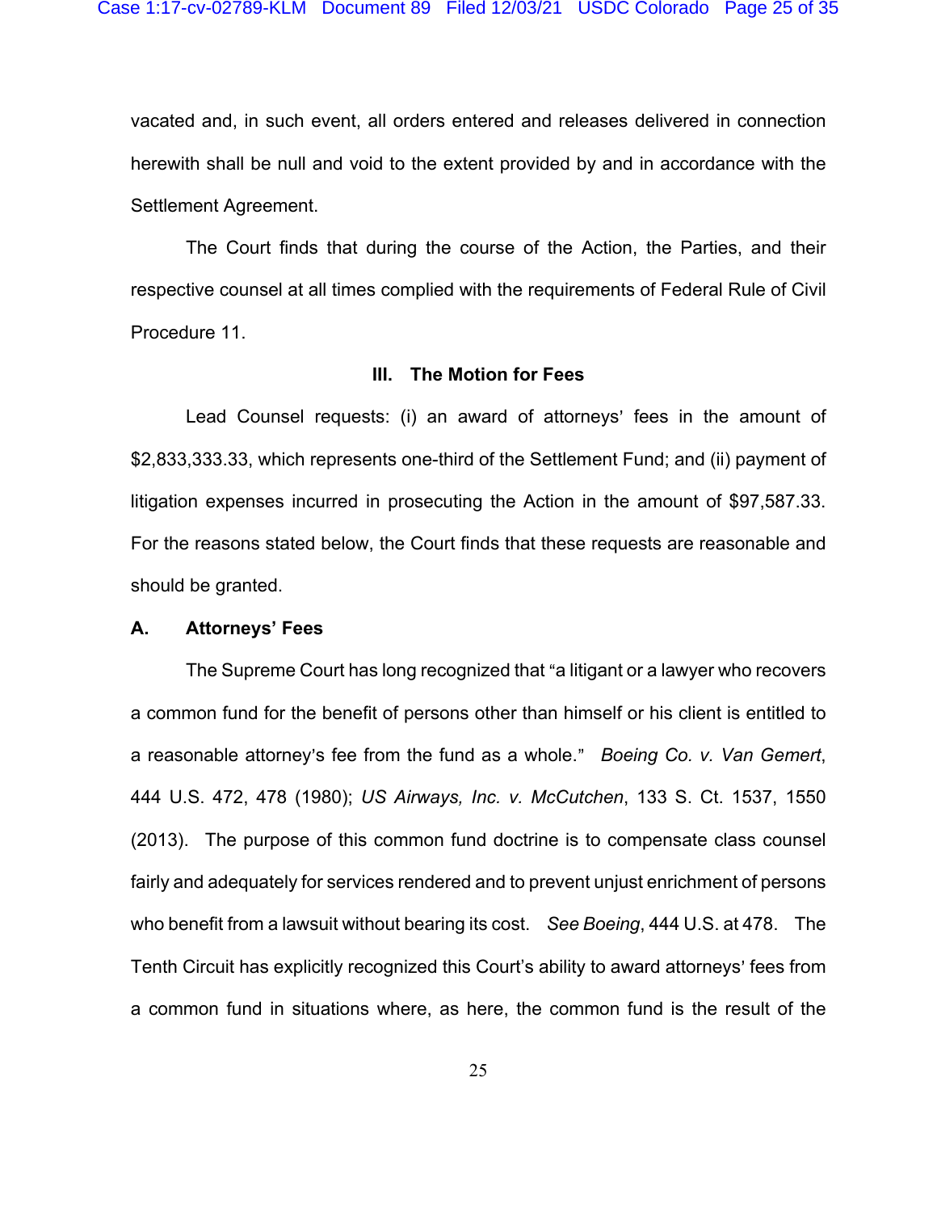vacated and, in such event, all orders entered and releases delivered in connection herewith shall be null and void to the extent provided by and in accordance with the Settlement Agreement.

The Court finds that during the course of the Action, the Parties, and their respective counsel at all times complied with the requirements of Federal Rule of Civil Procedure 11.

## III. The Motion for Fees

Lead Counsel requests: (i) an award of attorneys' fees in the amount of $2,833,333.33, which represents one-third of the Settlement Fund; and (ii) payment of litigation expenses incurred in prosecuting the Action in the amount of $97,587.33. For the reasons stated below, the Court finds that these requests are reasonable and should be granted.

### A. Attorneys' Fees

The Supreme Court has long recognized that "a litigant or a lawyer who recovers a common fund for the benefit of persons other than himself or his client is entitled to a reasonable attorney's fee from the fund as a whole." *Boeing Co. v. Van Gemert*, 444 U.S. 472, 478 (1980); *US Airways, Inc. v. McCutchen*, 133 S. Ct. 1537, 1550 (2013). The purpose of this common fund doctrine is to compensate class counsel fairly and adequately for services rendered and to prevent unjust enrichment of persons who benefit from a lawsuit without bearing its cost. *See Boeing*, 444 U.S. at 478. The Tenth Circuit has explicitly recognized this Court's ability to award attorneys' fees from a common fund in situations where, as here, the common fund is the result of the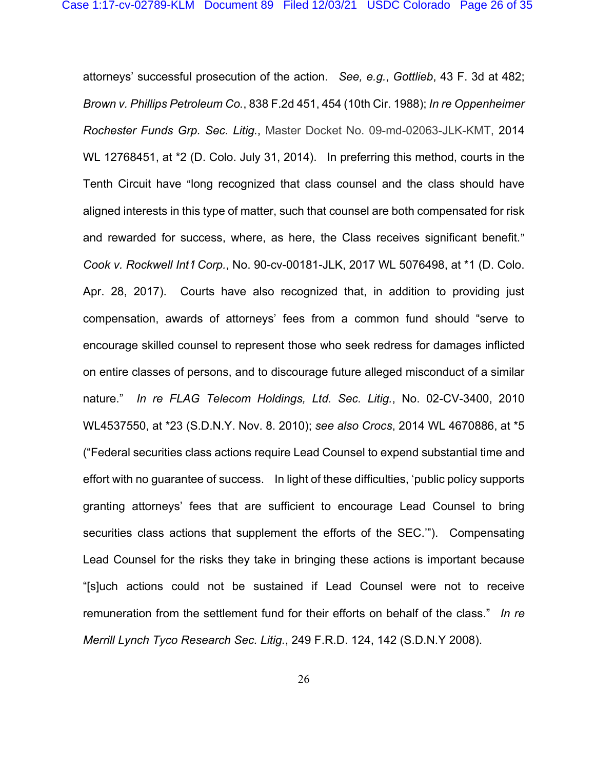attorneys' successful prosecution of the action. *See, e.g.*, *Gottlieb*, 43 F. 3d at 482; *Brown v. Phillips Petroleum Co.*, 838 F.2d 451, 454 (10th Cir. 1988); *In re Oppenheimer Rochester Funds Grp. Sec. Litig.*, Master Docket No. 09-md-02063-JLK-KMT, 2014 WL 12768451, at *2 (D. Colo. July 31, 2014). In preferring this method, courts in the Tenth Circuit have "long recognized that class counsel and the class should have aligned interests in this type of matter, such that counsel are both compensated for risk and rewarded for success, where, as here, the Class receives significant benefit." *Cook v. Rockwell Int'l Corp.*, No. 90-cv-00181-JLK, 2017 WL 5076498, at *1 (D. Colo. Apr. 28, 2017). Courts have also recognized that, in addition to providing just compensation, awards of attorneys' fees from a common fund should "serve to encourage skilled counsel to represent those who seek redress for damages inflicted on entire classes of persons, and to discourage future alleged misconduct of a similar nature." *In re FLAG Telecom Holdings, Ltd. Sec. Litig.*, No. 02-CV-3400, 2010 WL4537550, at *23 (S.D.N.Y. Nov. 8. 2010); *see also Crocs*, 2014 WL 4670886, at *5 ("Federal securities class actions require Lead Counsel to expend substantial time and effort with no guarantee of success. In light of these difficulties, 'public policy supports granting attorneys' fees that are sufficient to encourage Lead Counsel to bring securities class actions that supplement the efforts of the SEC.'"). Compensating Lead Counsel for the risks they take in bringing these actions is important because "[s]uch actions could not be sustained if Lead Counsel were not to receive remuneration from the settlement fund for their efforts on behalf of the class." *In re Merrill Lynch Tyco Research Sec. Litig.*, 249 F.R.D. 124, 142 (S.D.N.Y 2008).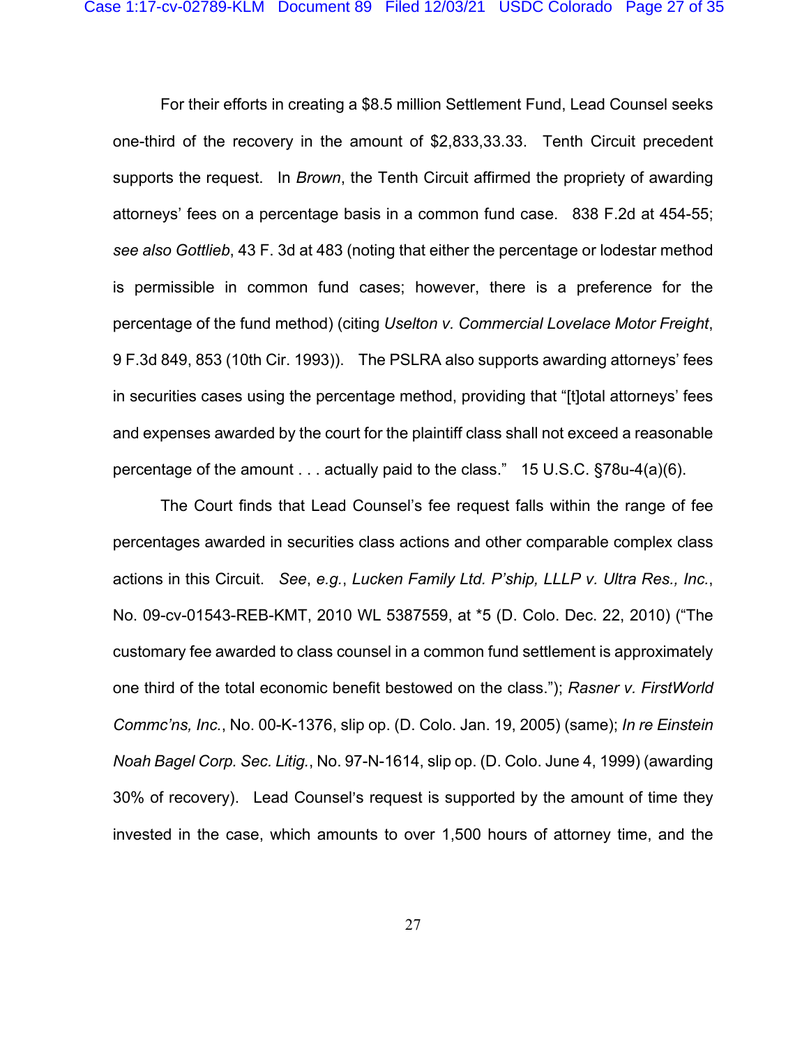For their efforts in creating a $8.5 million Settlement Fund, Lead Counsel seeks one-third of the recovery in the amount of $2,833,33.33. Tenth Circuit precedent supports the request. In *Brown*, the Tenth Circuit affirmed the propriety of awarding attorneys' fees on a percentage basis in a common fund case. 838 F.2d at 454-55; *see also Gottlieb*, 43 F. 3d at 483 (noting that either the percentage or lodestar method is permissible in common fund cases; however, there is a preference for the percentage of the fund method) (citing *Uselton v. Commercial Lovelace Motor Freight*, 9 F.3d 849, 853 (10th Cir. 1993)). The PSLRA also supports awarding attorneys' fees in securities cases using the percentage method, providing that "[t]otal attorneys' fees and expenses awarded by the court for the plaintiff class shall not exceed a reasonable percentage of the amount . . . actually paid to the class." 15 U.S.C. §78u-4(a)(6).

The Court finds that Lead Counsel's fee request falls within the range of fee percentages awarded in securities class actions and other comparable complex class actions in this Circuit. *See*, *e.g.*, *Lucken Family Ltd. P'ship, LLLP v. Ultra Res., Inc.*, No. 09-cv-01543-REB-KMT, 2010 WL 5387559, at *5 (D. Colo. Dec. 22, 2010) ("The customary fee awarded to class counsel in a common fund settlement is approximately one third of the total economic benefit bestowed on the class."); *Rasner v. FirstWorld Commc'ns, Inc.*, No. 00-K-1376, slip op. (D. Colo. Jan. 19, 2005) (same); *In re Einstein Noah Bagel Corp. Sec. Litig.*, No. 97-N-1614, slip op. (D. Colo. June 4, 1999) (awarding 30% of recovery). Lead Counsel's request is supported by the amount of time they invested in the case, which amounts to over 1,500 hours of attorney time, and the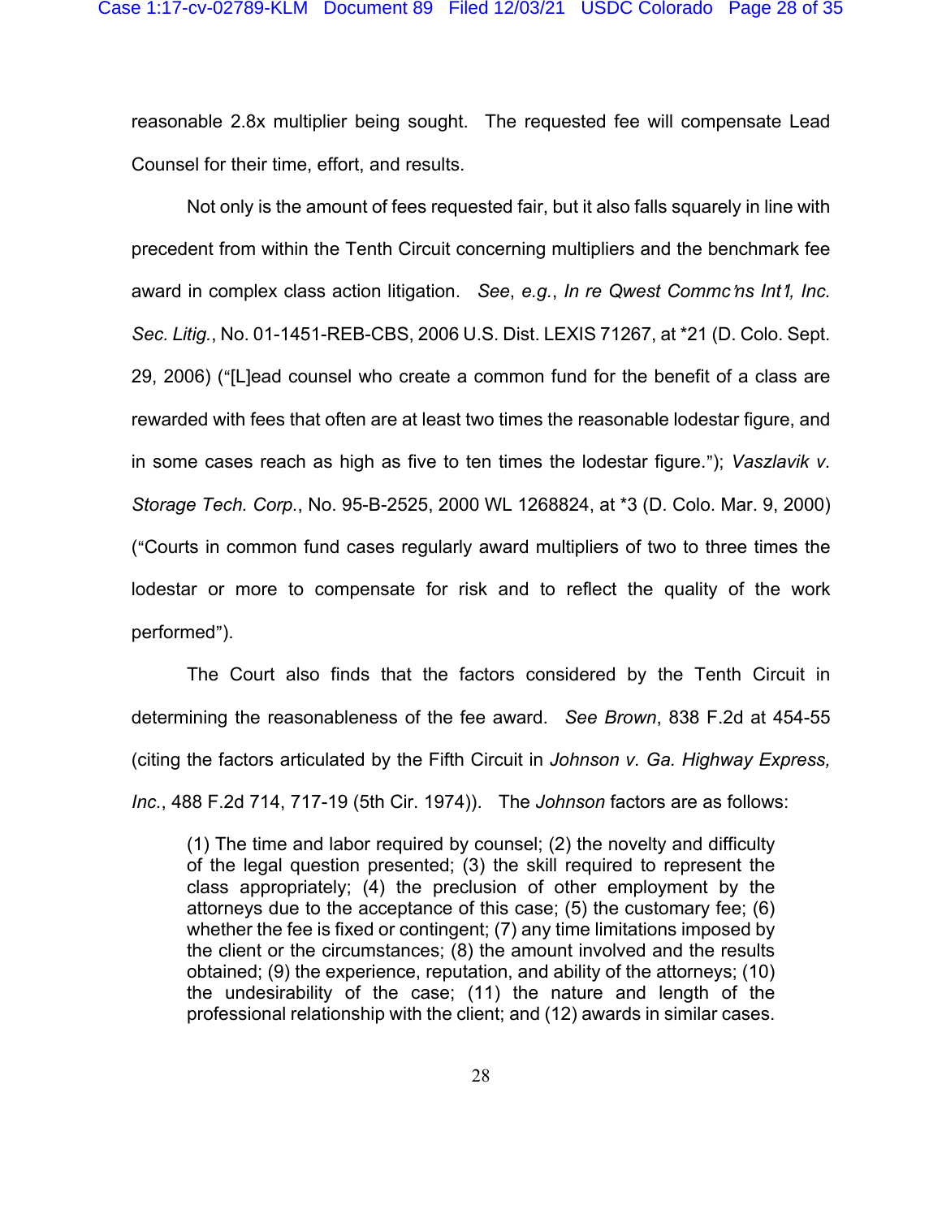reasonable 2.8x multiplier being sought. The requested fee will compensate Lead Counsel for their time, effort, and results.

Not only is the amount of fees requested fair, but it also falls squarely in line with precedent from within the Tenth Circuit concerning multipliers and the benchmark fee award in complex class action litigation. *See*, *e.g.*, *In re Qwest Commc'ns Int'l, Inc. Sec. Litig.*, No. 01-1451-REB-CBS, 2006 U.S. Dist. LEXIS 71267, at *21 (D. Colo. Sept. 29, 2006) ("[L]ead counsel who create a common fund for the benefit of a class are rewarded with fees that often are at least two times the reasonable lodestar figure, and in some cases reach as high as five to ten times the lodestar figure."); *Vaszlavik v. Storage Tech. Corp.*, No. 95-B-2525, 2000 WL 1268824, at *3 (D. Colo. Mar. 9, 2000) ("Courts in common fund cases regularly award multipliers of two to three times the lodestar or more to compensate for risk and to reflect the quality of the work performed").

The Court also finds that the factors considered by the Tenth Circuit in determining the reasonableness of the fee award. *See Brown*, 838 F.2d at 454-55 (citing the factors articulated by the Fifth Circuit in *Johnson v. Ga. Highway Express, Inc.*, 488 F.2d 714, 717-19 (5th Cir. 1974)). The *Johnson* factors are as follows:

> (1) The time and labor required by counsel; (2) the novelty and difficulty of the legal question presented; (3) the skill required to represent the class appropriately; (4) the preclusion of other employment by the attorneys due to the acceptance of this case; (5) the customary fee; (6) whether the fee is fixed or contingent; (7) any time limitations imposed by the client or the circumstances; (8) the amount involved and the results obtained; (9) the experience, reputation, and ability of the attorneys; (10) the undesirability of the case; (11) the nature and length of the professional relationship with the client; and (12) awards in similar cases.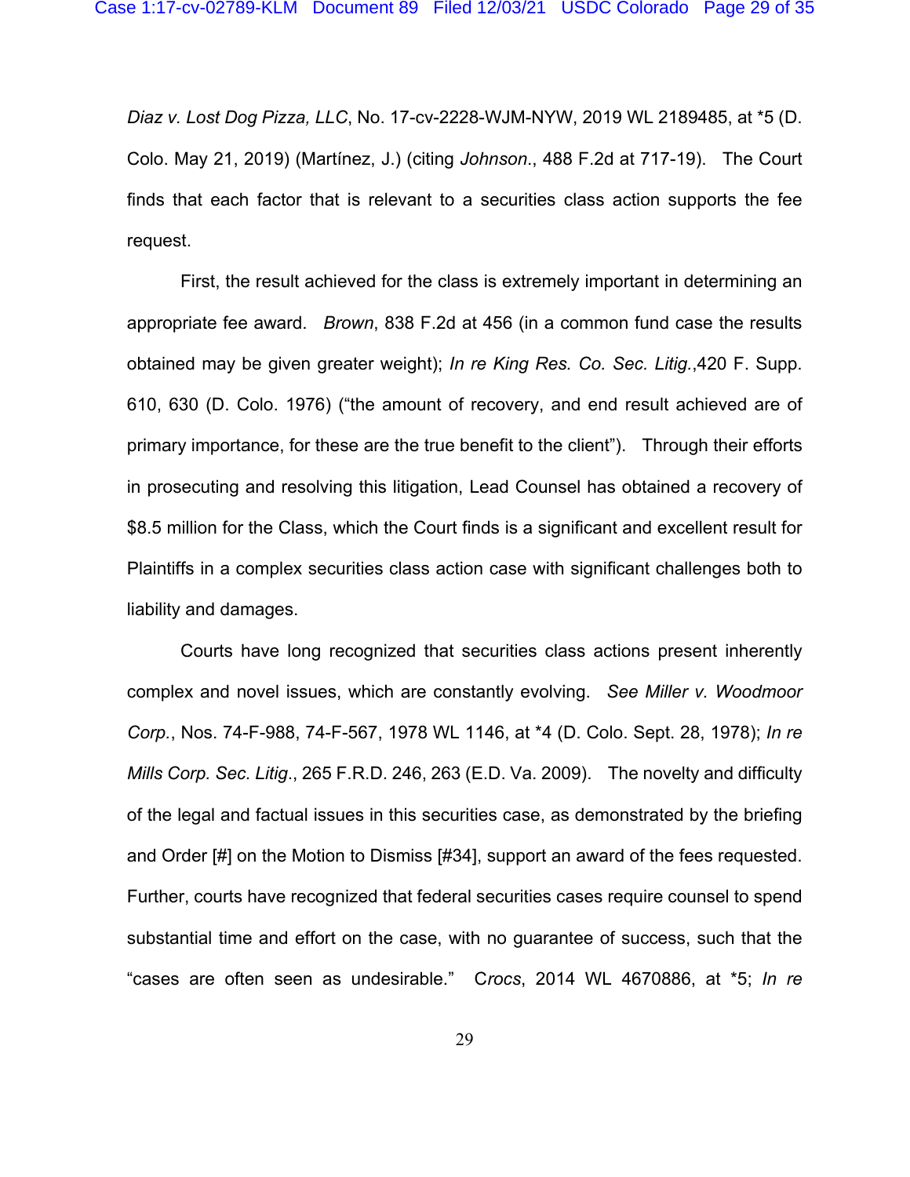*Diaz v. Lost Dog Pizza, LLC*, No. 17-cv-2228-WJM-NYW, 2019 WL 2189485, at *5 (D. Colo. May 21, 2019) (Martínez, J.) (citing *Johnson*., 488 F.2d at 717-19). The Court finds that each factor that is relevant to a securities class action supports the fee request.

First, the result achieved for the class is extremely important in determining an appropriate fee award. *Brown*, 838 F.2d at 456 (in a common fund case the results obtained may be given greater weight); *In re King Res. Co. Sec. Litig.*,420 F. Supp. 610, 630 (D. Colo. 1976) ("the amount of recovery, and end result achieved are of primary importance, for these are the true benefit to the client"). Through their efforts in prosecuting and resolving this litigation, Lead Counsel has obtained a recovery of $8.5 million for the Class, which the Court finds is a significant and excellent result for Plaintiffs in a complex securities class action case with significant challenges both to liability and damages.

Courts have long recognized that securities class actions present inherently complex and novel issues, which are constantly evolving. *See Miller v. Woodmoor Corp.*, Nos. 74-F-988, 74-F-567, 1978 WL 1146, at *4 (D. Colo. Sept. 28, 1978); *In re Mills Corp. Sec. Litig.*, 265 F.R.D. 246, 263 (E.D. Va. 2009). The novelty and difficulty of the legal and factual issues in this securities case, as demonstrated by the briefing and Order [#] on the Motion to Dismiss [#34], support an award of the fees requested. Further, courts have recognized that federal securities cases require counsel to spend substantial time and effort on the case, with no guarantee of success, such that the "cases are often seen as undesirable." C*rocs*, 2014 WL 4670886, at *5; *In re*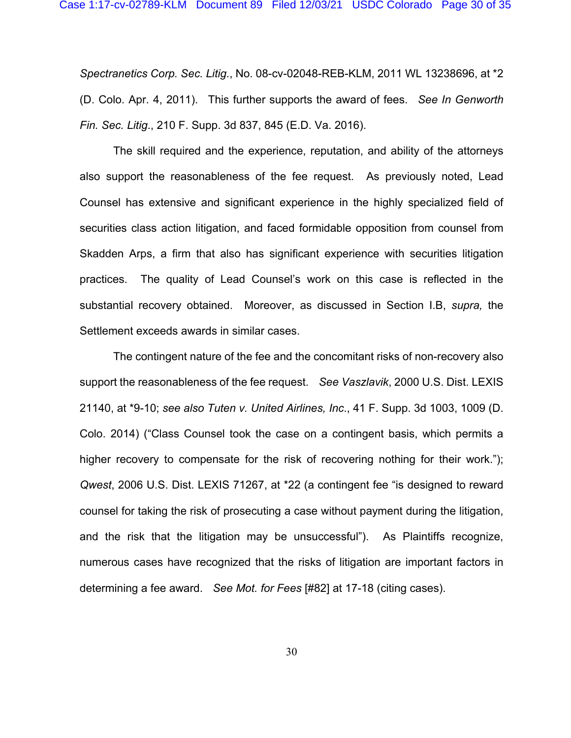*Spectranetics Corp. Sec. Litig.*, No. 08-cv-02048-REB-KLM, 2011 WL 13238696, at *2 (D. Colo. Apr. 4, 2011). This further supports the award of fees. *See In Genworth Fin. Sec. Litig.*, 210 F. Supp. 3d 837, 845 (E.D. Va. 2016).

The skill required and the experience, reputation, and ability of the attorneys also support the reasonableness of the fee request. As previously noted, Lead Counsel has extensive and significant experience in the highly specialized field of securities class action litigation, and faced formidable opposition from counsel from Skadden Arps, a firm that also has significant experience with securities litigation practices. The quality of Lead Counsel's work on this case is reflected in the substantial recovery obtained. Moreover, as discussed in Section I.B, *supra,* the Settlement exceeds awards in similar cases.

The contingent nature of the fee and the concomitant risks of non-recovery also support the reasonableness of the fee request. *See Vaszlavik*, 2000 U.S. Dist. LEXIS 21140, at *9-10; *see also Tuten v. United Airlines, Inc.*, 41 F. Supp. 3d 1003, 1009 (D. Colo. 2014) ("Class Counsel took the case on a contingent basis, which permits a higher recovery to compensate for the risk of recovering nothing for their work."); *Qwest*, 2006 U.S. Dist. LEXIS 71267, at *22 (a contingent fee "is designed to reward counsel for taking the risk of prosecuting a case without payment during the litigation, and the risk that the litigation may be unsuccessful"). As Plaintiffs recognize, numerous cases have recognized that the risks of litigation are important factors in determining a fee award. *See Mot. for Fees* [#82] at 17-18 (citing cases).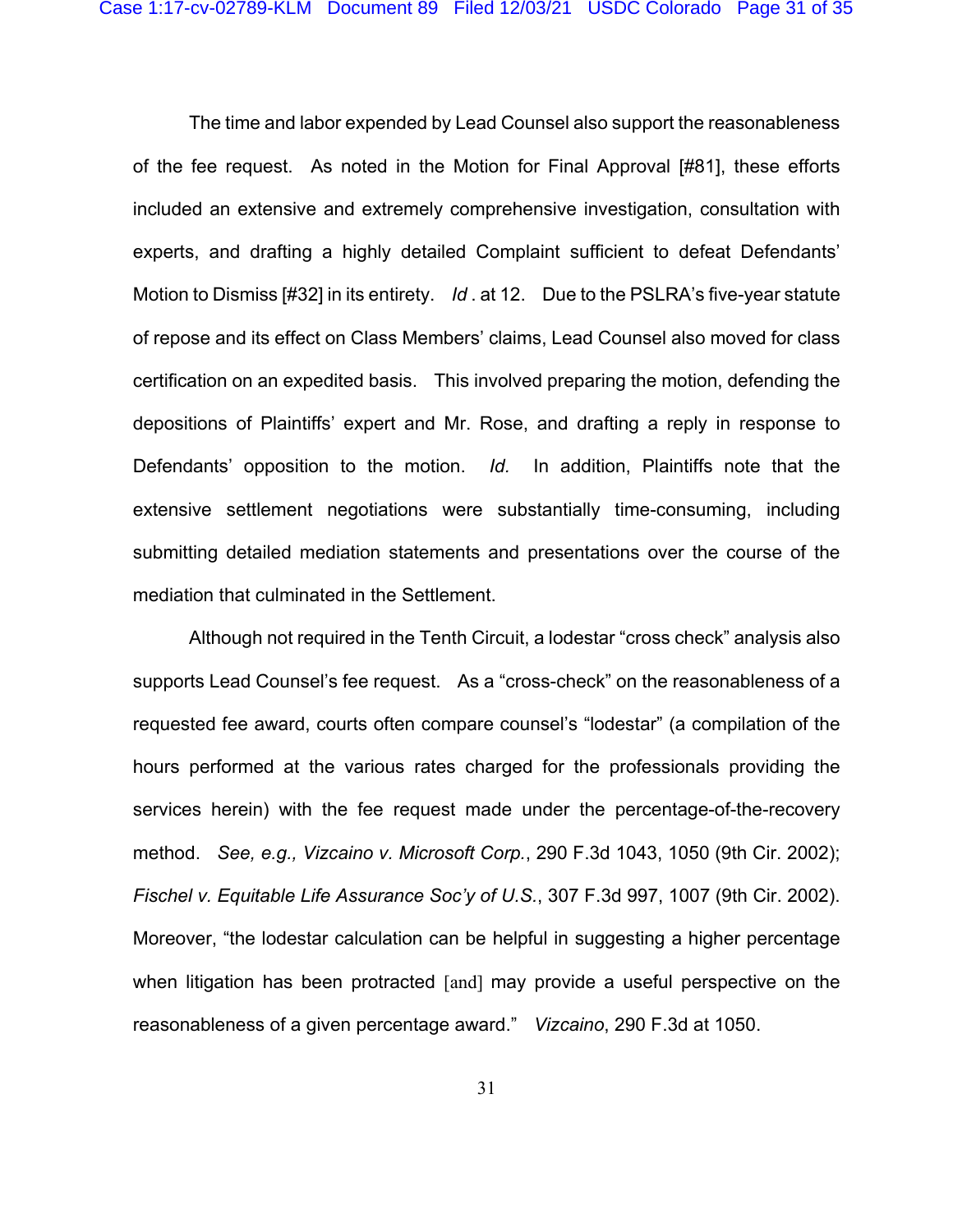The time and labor expended by Lead Counsel also support the reasonableness of the fee request. As noted in the Motion for Final Approval [#81], these efforts included an extensive and extremely comprehensive investigation, consultation with experts, and drafting a highly detailed Complaint sufficient to defeat Defendants' Motion to Dismiss [#32] in its entirety. *Id* . at 12. Due to the PSLRA's five-year statute of repose and its effect on Class Members' claims, Lead Counsel also moved for class certification on an expedited basis. This involved preparing the motion, defending the depositions of Plaintiffs' expert and Mr. Rose, and drafting a reply in response to Defendants' opposition to the motion. *Id.* In addition, Plaintiffs note that the extensive settlement negotiations were substantially time-consuming, including submitting detailed mediation statements and presentations over the course of the mediation that culminated in the Settlement.

Although not required in the Tenth Circuit, a lodestar "cross check" analysis also supports Lead Counsel's fee request. As a "cross-check" on the reasonableness of a requested fee award, courts often compare counsel's "lodestar" (a compilation of the hours performed at the various rates charged for the professionals providing the services herein) with the fee request made under the percentage-of-the-recovery method. *See, e.g., Vizcaino v. Microsoft Corp.*, 290 F.3d 1043, 1050 (9th Cir. 2002); *Fischel v. Equitable Life Assurance Soc'y of U.S.*, 307 F.3d 997, 1007 (9th Cir. 2002). Moreover, "the lodestar calculation can be helpful in suggesting a higher percentage when litigation has been protracted [and] may provide a useful perspective on the reasonableness of a given percentage award." *Vizcaino*, 290 F.3d at 1050.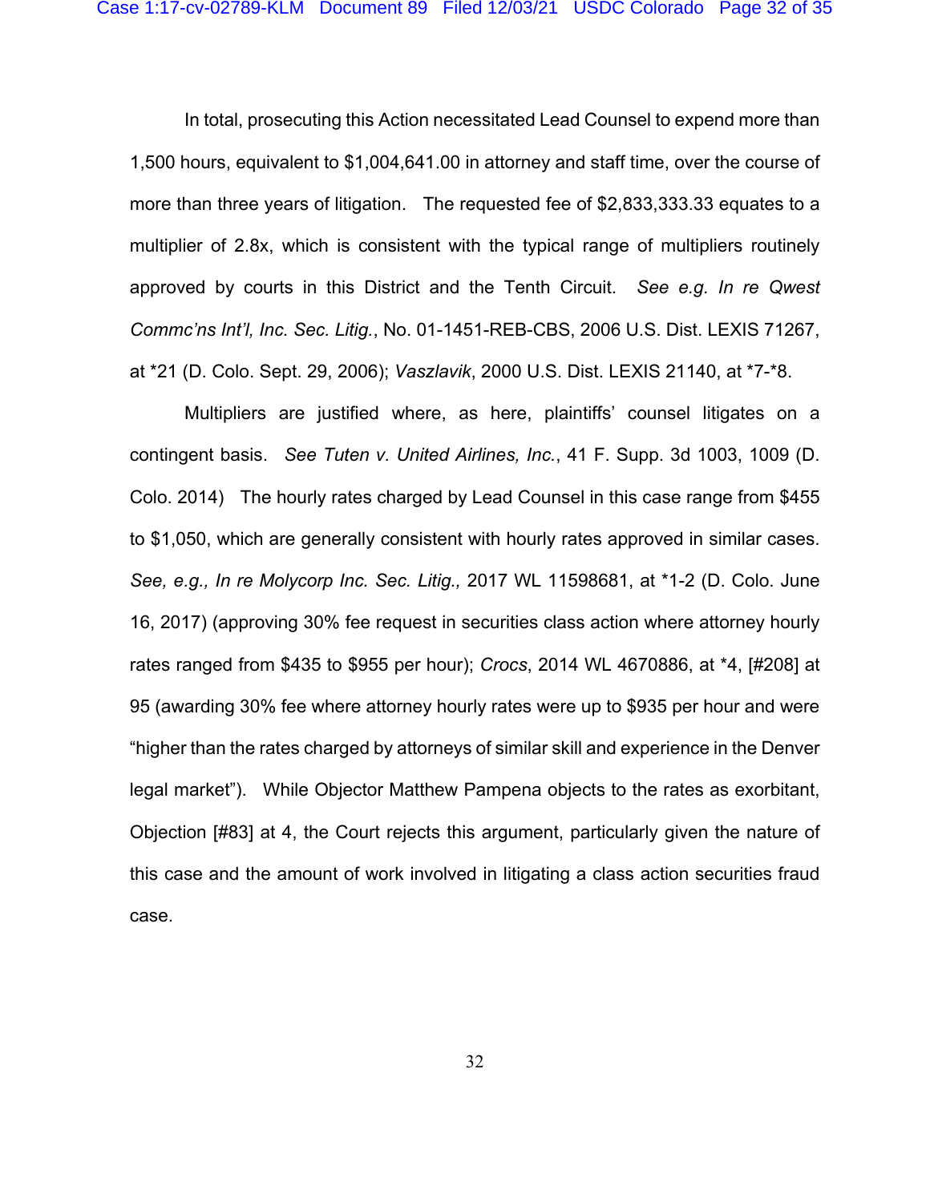In total, prosecuting this Action necessitated Lead Counsel to expend more than 1,500 hours, equivalent to $1,004,641.00 in attorney and staff time, over the course of more than three years of litigation. The requested fee of $2,833,333.33 equates to a multiplier of 2.8x, which is consistent with the typical range of multipliers routinely approved by courts in this District and the Tenth Circuit. *See e.g. In re Qwest Commc'ns Int'l, Inc. Sec. Litig.*, No. 01-1451-REB-CBS, 2006 U.S. Dist. LEXIS 71267, at *21 (D. Colo. Sept. 29, 2006); *Vaszlavik*, 2000 U.S. Dist. LEXIS 21140, at *7-*8.

Multipliers are justified where, as here, plaintiffs' counsel litigates on a contingent basis. *See Tuten v. United Airlines, Inc.*, 41 F. Supp. 3d 1003, 1009 (D. Colo. 2014) The hourly rates charged by Lead Counsel in this case range from $455 to $1,050, which are generally consistent with hourly rates approved in similar cases. *See, e.g., In re Molycorp Inc. Sec. Litig.,* 2017 WL 11598681, at *1-2 (D. Colo. June 16, 2017) (approving 30% fee request in securities class action where attorney hourly rates ranged from $435 to $955 per hour); *Crocs*, 2014 WL 4670886, at *4, [#208] at 95 (awarding 30% fee where attorney hourly rates were up to $935 per hour and were "higher than the rates charged by attorneys of similar skill and experience in the Denver legal market"). While Objector Matthew Pampena objects to the rates as exorbitant, Objection [#83] at 4, the Court rejects this argument, particularly given the nature of this case and the amount of work involved in litigating a class action securities fraud case.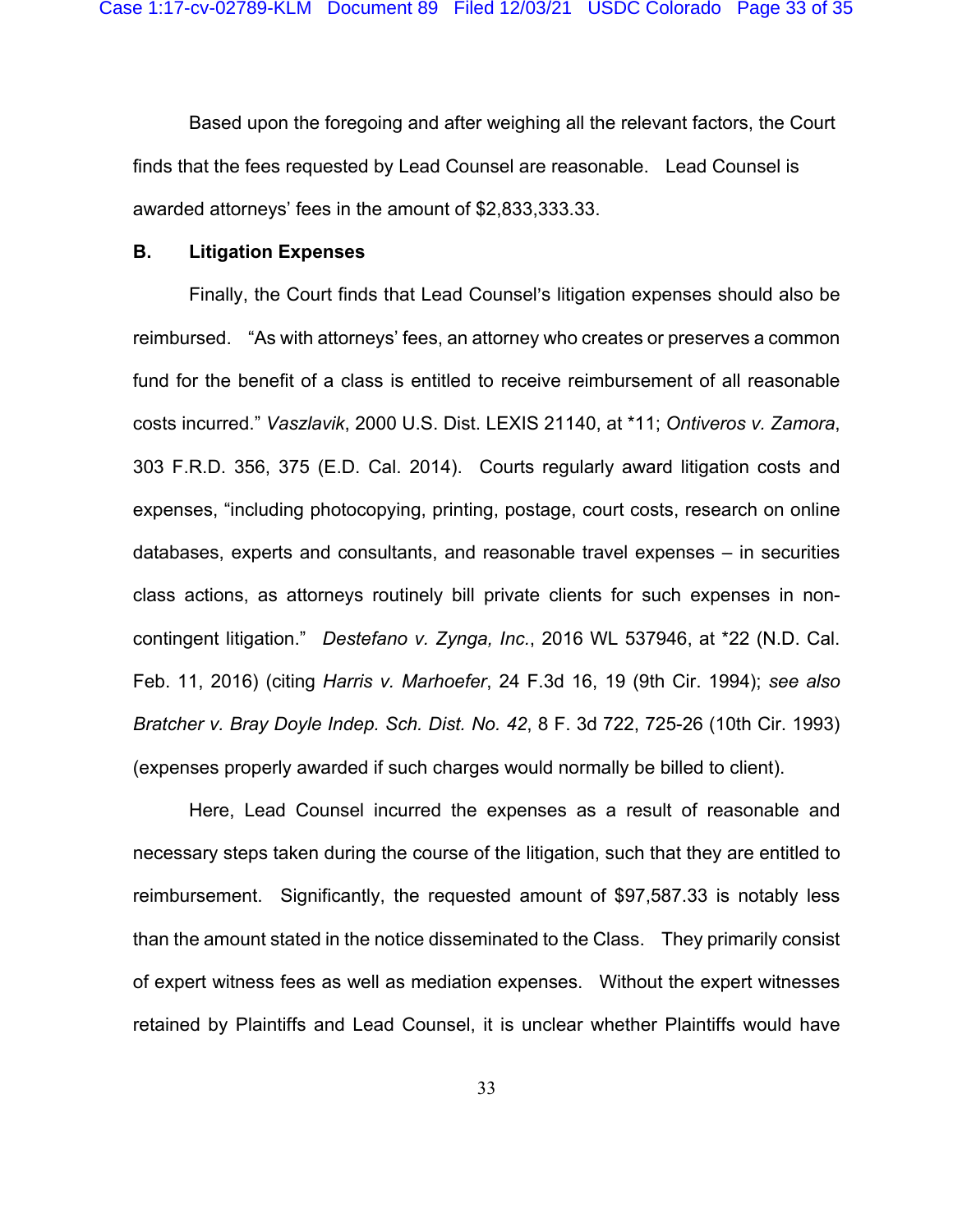Based upon the foregoing and after weighing all the relevant factors, the Court finds that the fees requested by Lead Counsel are reasonable. Lead Counsel is awarded attorneys' fees in the amount of $2,833,333.33.

## B. Litigation Expenses

Finally, the Court finds that Lead Counsel's litigation expenses should also be reimbursed. "As with attorneys' fees, an attorney who creates or preserves a common fund for the benefit of a class is entitled to receive reimbursement of all reasonable costs incurred." *Vaszlavik*, 2000 U.S. Dist. LEXIS 21140, at *11; *Ontiveros v. Zamora*, 303 F.R.D. 356, 375 (E.D. Cal. 2014). Courts regularly award litigation costs and expenses, "including photocopying, printing, postage, court costs, research on online databases, experts and consultants, and reasonable travel expenses – in securities class actions, as attorneys routinely bill private clients for such expenses in non-contingent litigation." *Destefano v. Zynga, Inc.*, 2016 WL 537946, at *22 (N.D. Cal. Feb. 11, 2016) (citing *Harris v. Marhoefer*, 24 F.3d 16, 19 (9th Cir. 1994); *see also Bratcher v. Bray Doyle Indep. Sch. Dist. No. 42*, 8 F. 3d 722, 725-26 (10th Cir. 1993) (expenses properly awarded if such charges would normally be billed to client).

Here, Lead Counsel incurred the expenses as a result of reasonable and necessary steps taken during the course of the litigation, such that they are entitled to reimbursement. Significantly, the requested amount of $97,587.33 is notably less than the amount stated in the notice disseminated to the Class. They primarily consist of expert witness fees as well as mediation expenses. Without the expert witnesses retained by Plaintiffs and Lead Counsel, it is unclear whether Plaintiffs would have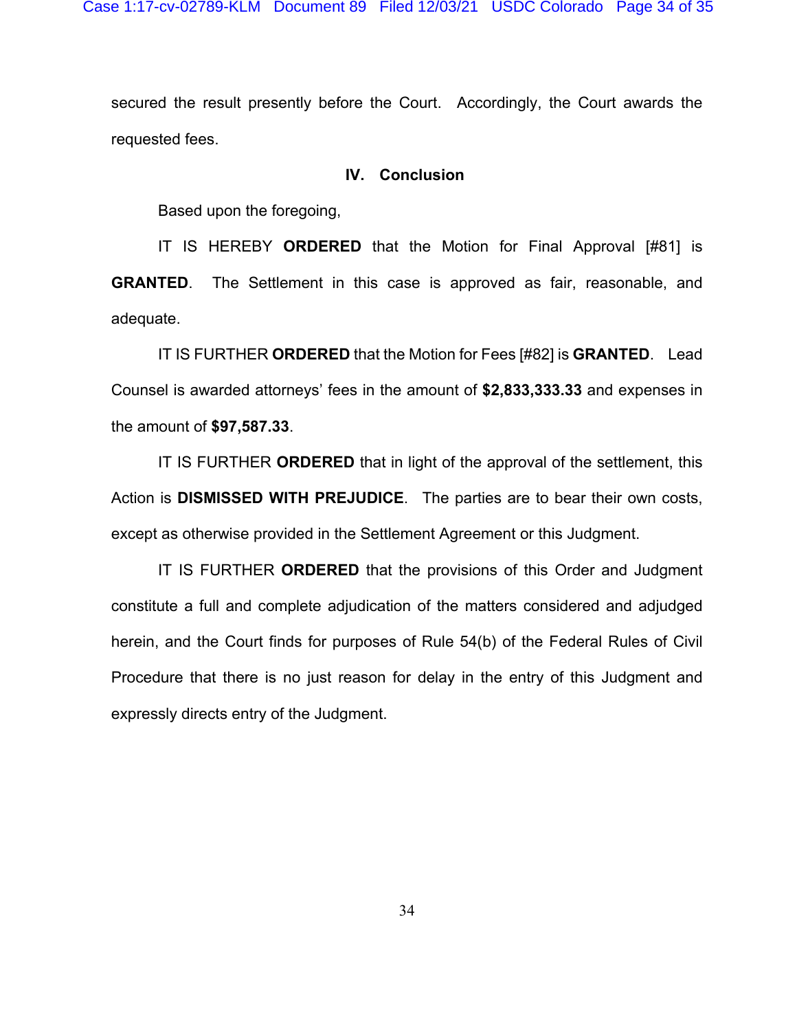secured the result presently before the Court. Accordingly, the Court awards the requested fees.

## IV. Conclusion

Based upon the foregoing,

IT IS HEREBY **ORDERED** that the Motion for Final Approval [#81] is **GRANTED**. The Settlement in this case is approved as fair, reasonable, and adequate.

IT IS FURTHER **ORDERED** that the Motion for Fees [#82] is **GRANTED**. Lead Counsel is awarded attorneys' fees in the amount of **$2,833,333.33** and expenses in the amount of **$97,587.33**.

IT IS FURTHER **ORDERED** that in light of the approval of the settlement, this Action is **DISMISSED WITH PREJUDICE**. The parties are to bear their own costs, except as otherwise provided in the Settlement Agreement or this Judgment.

IT IS FURTHER **ORDERED** that the provisions of this Order and Judgment constitute a full and complete adjudication of the matters considered and adjudged herein, and the Court finds for purposes of Rule 54(b) of the Federal Rules of Civil Procedure that there is no just reason for delay in the entry of this Judgment and expressly directs entry of the Judgment.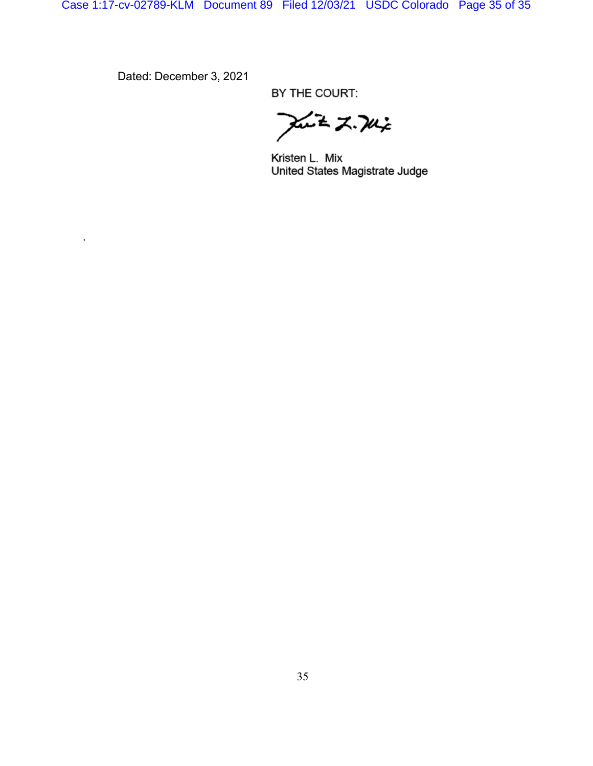Dated: December 3, 2021

BY THE COURT:

Kristen L. Mix
United States Magistrate Judge